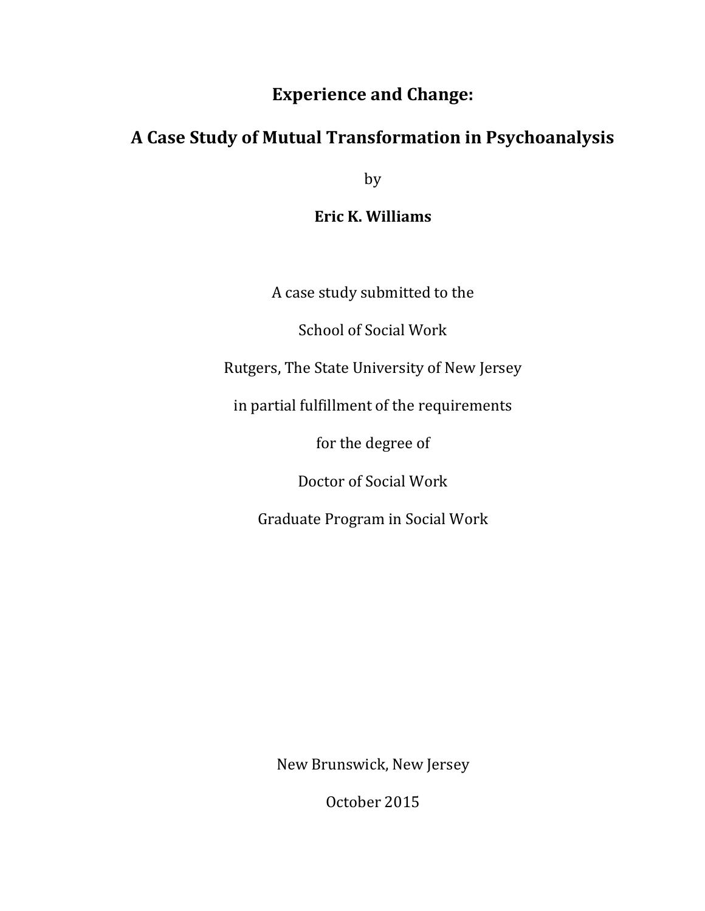# Experience and Change:

# A Case Study of Mutual Transformation in Psychoanalysis

by

**Eric K. Williams**

A case study submitted to the

School of Social Work

Rutgers, The State University of New Jersey

in partial fulfillment of the requirements

for the degree of

Doctor of Social Work

Graduate Program in Social Work

New Brunswick, New Jersey

October 2015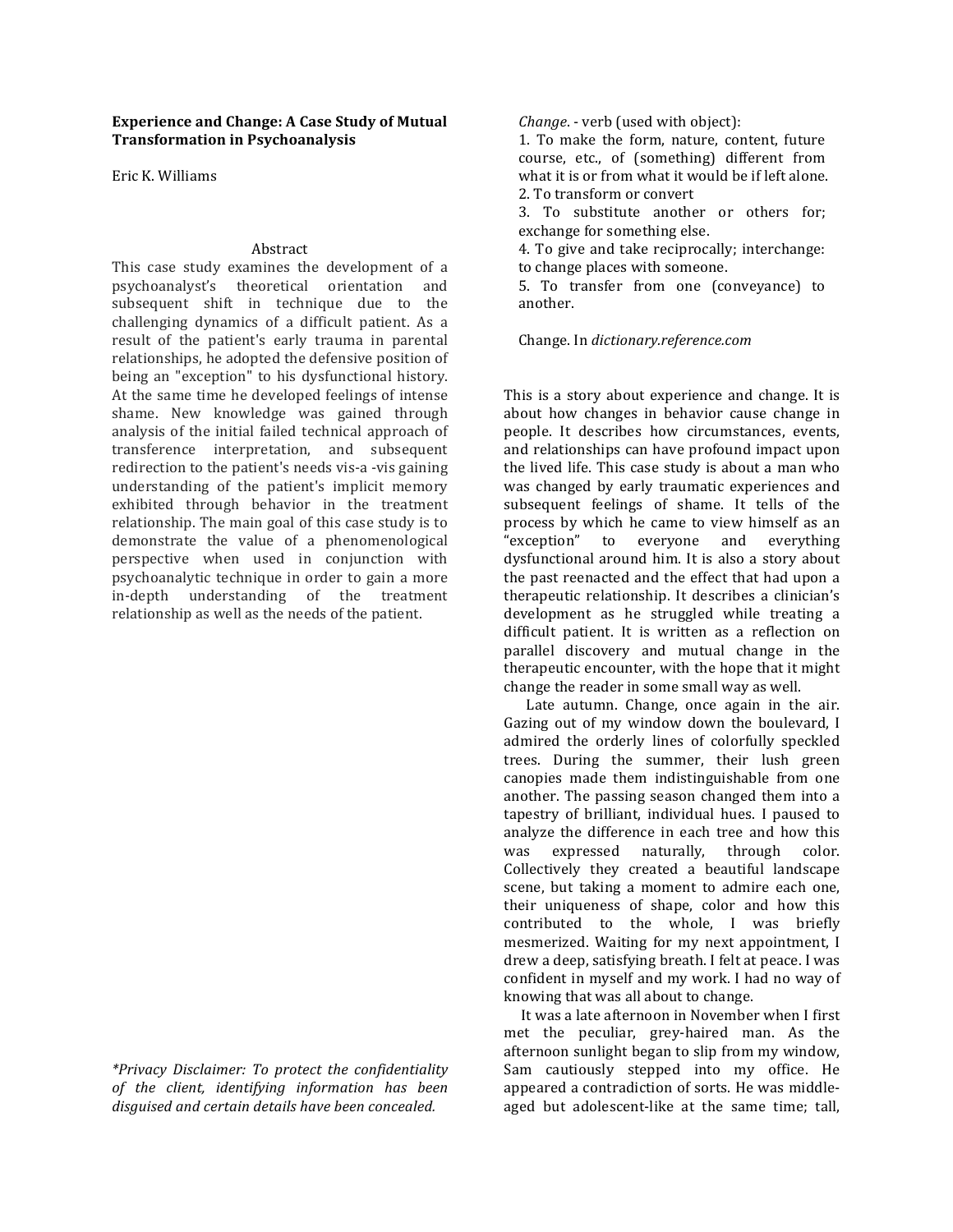**Experience and Change: A Case Study of Mutual Transformation in Psychoanalysis**

Eric K. Williams

### Abstract

This case study examines the development of a psychoanalyst's theoretical orientation and subsequent shift in technique due to the challenging dynamics of a difficult patient. As a result of the patient's early trauma in parental relationships, he adopted the defensive position of being an "exception" to his dysfunctional history. At the same time he developed feelings of intense shame. New knowledge was gained through analysis of the initial failed technical approach of transference interpretation, and subsequent redirection to the patient's needs vis-a -vis gaining understanding of the patient's implicit memory exhibited through behavior in the treatment relationship. The main goal of this case study is to demonstrate the value of a phenomenological perspective when used in conjunction with psychoanalytic technique in order to gain a more in-depth understanding of the treatment relationship as well as the needs of the patient.

*\*Privacy Disclaimer: To protect the confidentiality of the client, identifying information has been disguised and certain details have been concealed.*

*Change*. - verb (used with object):
1. To make the form, nature, content, future course, etc., of (something) different from what it is or from what it would be if left alone.
2. To transform or convert
3. To substitute another or others for; exchange for something else.
4. To give and take reciprocally; interchange: to change places with someone.
5. To transfer from one (conveyance) to another.

Change. In *dictionary.reference.com*

This is a story about experience and change. It is about how changes in behavior cause change in people. It describes how circumstances, events, and relationships can have profound impact upon the lived life. This case study is about a man who was changed by early traumatic experiences and subsequent feelings of shame. It tells of the process by which he came to view himself as an "exception" to everyone and everything dysfunctional around him. It is also a story about the past reenacted and the effect that had upon a therapeutic relationship. It describes a clinician's development as he struggled while treating a difficult patient. It is written as a reflection on parallel discovery and mutual change in the therapeutic encounter, with the hope that it might change the reader in some small way as well.

Late autumn. Change, once again in the air. Gazing out of my window down the boulevard, I admired the orderly lines of colorfully speckled trees. During the summer, their lush green canopies made them indistinguishable from one another. The passing season changed them into a tapestry of brilliant, individual hues. I paused to analyze the difference in each tree and how this was expressed naturally, through color. Collectively they created a beautiful landscape scene, but taking a moment to admire each one, their uniqueness of shape, color and how this contributed to the whole, I was briefly mesmerized. Waiting for my next appointment, I drew a deep, satisfying breath. I felt at peace. I was confident in myself and my work. I had no way of knowing that was all about to change.

It was a late afternoon in November when I first met the peculiar, grey-haired man. As the afternoon sunlight began to slip from my window, Sam cautiously stepped into my office. He appeared a contradiction of sorts. He was middle-aged but adolescent-like at the same time; tall,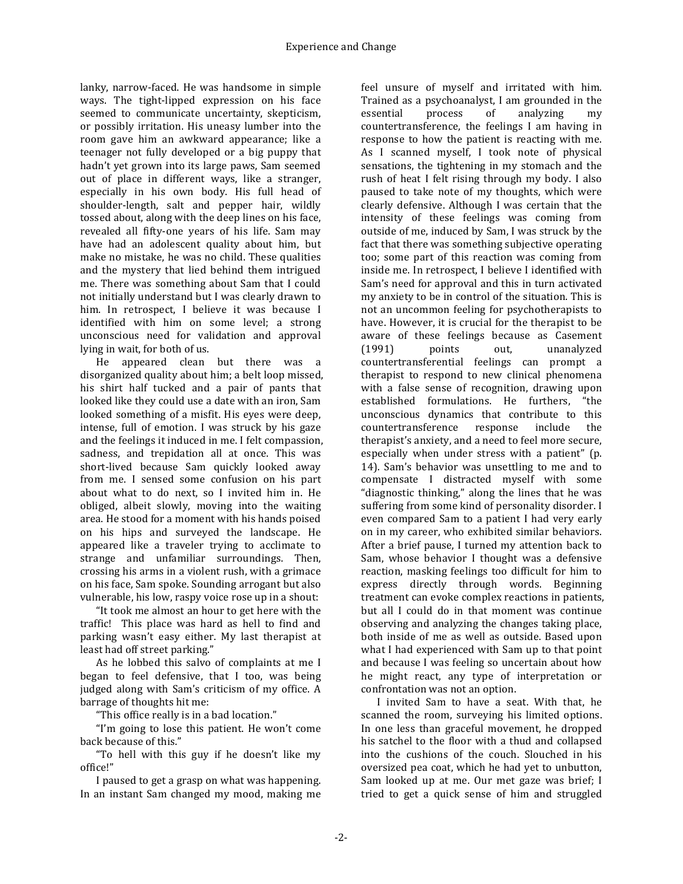lanky, narrow-faced. He was handsome in simple ways. The tight-lipped expression on his face seemed to communicate uncertainty, skepticism, or possibly irritation. His uneasy lumber into the room gave him an awkward appearance; like a teenager not fully developed or a big puppy that hadn't yet grown into its large paws, Sam seemed out of place in different ways, like a stranger, especially in his own body. His full head of shoulder-length, salt and pepper hair, wildly tossed about, along with the deep lines on his face, revealed all fifty-one years of his life. Sam may have had an adolescent quality about him, but make no mistake, he was no child. These qualities and the mystery that lied behind them intrigued me. There was something about Sam that I could not initially understand but I was clearly drawn to him. In retrospect, I believe it was because I identified with him on some level; a strong unconscious need for validation and approval lying in wait, for both of us.

He appeared clean but there was a disorganized quality about him; a belt loop missed, his shirt half tucked and a pair of pants that looked like they could use a date with an iron, Sam looked something of a misfit. His eyes were deep, intense, full of emotion. I was struck by his gaze and the feelings it induced in me. I felt compassion, sadness, and trepidation all at once. This was short-lived because Sam quickly looked away from me. I sensed some confusion on his part about what to do next, so I invited him in. He obliged, albeit slowly, moving into the waiting area. He stood for a moment with his hands poised on his hips and surveyed the landscape. He appeared like a traveler trying to acclimate to strange and unfamiliar surroundings. Then, crossing his arms in a violent rush, with a grimace on his face, Sam spoke. Sounding arrogant but also vulnerable, his low, raspy voice rose up in a shout:

"It took me almost an hour to get here with the traffic! This place was hard as hell to find and parking wasn't easy either. My last therapist at least had off street parking."

As he lobbed this salvo of complaints at me I began to feel defensive, that I too, was being judged along with Sam's criticism of my office. A barrage of thoughts hit me:

"This office really is in a bad location."

"I'm going to lose this patient. He won't come back because of this."

"To hell with this guy if he doesn't like my office!"

I paused to get a grasp on what was happening. In an instant Sam changed my mood, making me feel unsure of myself and irritated with him. Trained as a psychoanalyst, I am grounded in the essential process of analyzing my countertransference, the feelings I am having in response to how the patient is reacting with me. As I scanned myself, I took note of physical sensations, the tightening in my stomach and the rush of heat I felt rising through my body. I also paused to take note of my thoughts, which were clearly defensive. Although I was certain that the intensity of these feelings was coming from outside of me, induced by Sam, I was struck by the fact that there was something subjective operating too; some part of this reaction was coming from inside me. In retrospect, I believe I identified with Sam's need for approval and this in turn activated my anxiety to be in control of the situation. This is not an uncommon feeling for psychotherapists to have. However, it is crucial for the therapist to be aware of these feelings because as Casement (1991) points out, unanalyzed countertransferential feelings can prompt a therapist to respond to new clinical phenomena with a false sense of recognition, drawing upon established formulations. He furthers, "the unconscious dynamics that contribute to this countertransference response include the therapist's anxiety, and a need to feel more secure, especially when under stress with a patient" (p. 14). Sam's behavior was unsettling to me and to compensate I distracted myself with some "diagnostic thinking," along the lines that he was suffering from some kind of personality disorder. I even compared Sam to a patient I had very early on in my career, who exhibited similar behaviors. After a brief pause, I turned my attention back to Sam, whose behavior I thought was a defensive reaction, masking feelings too difficult for him to express directly through words. Beginning treatment can evoke complex reactions in patients, but all I could do in that moment was continue observing and analyzing the changes taking place, both inside of me as well as outside. Based upon what I had experienced with Sam up to that point and because I was feeling so uncertain about how he might react, any type of interpretation or confrontation was not an option.

I invited Sam to have a seat. With that, he scanned the room, surveying his limited options. In one less than graceful movement, he dropped his satchel to the floor with a thud and collapsed into the cushions of the couch. Slouched in his oversized pea coat, which he had yet to unbutton, Sam looked up at me. Our met gaze was brief; I tried to get a quick sense of him and struggled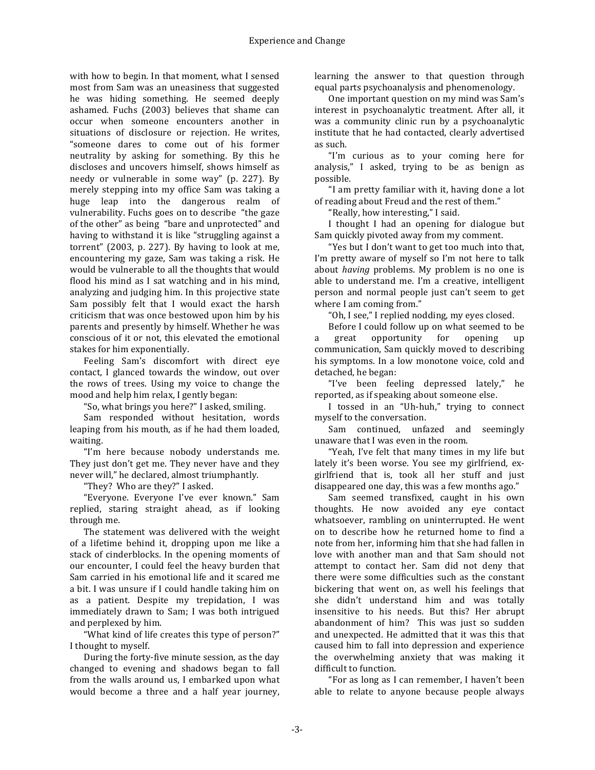with how to begin. In that moment, what I sensed most from Sam was an uneasiness that suggested he was hiding something. He seemed deeply ashamed. Fuchs (2003) believes that shame can occur when someone encounters another in situations of disclosure or rejection. He writes, "someone dares to come out of his former neutrality by asking for something. By this he discloses and uncovers himself, shows himself as needy or vulnerable in some way" (p. 227). By merely stepping into my office Sam was taking a huge leap into the dangerous realm of vulnerability. Fuchs goes on to describe "the gaze of the other" as being "bare and unprotected" and having to withstand it is like "struggling against a torrent" (2003, p. 227). By having to look at me, encountering my gaze, Sam was taking a risk. He would be vulnerable to all the thoughts that would flood his mind as I sat watching and in his mind, analyzing and judging him. In this projective state Sam possibly felt that I would exact the harsh criticism that was once bestowed upon him by his parents and presently by himself. Whether he was conscious of it or not, this elevated the emotional stakes for him exponentially.

Feeling Sam's discomfort with direct eye contact, I glanced towards the window, out over the rows of trees. Using my voice to change the mood and help him relax, I gently began:

"So, what brings you here?" I asked, smiling.

Sam responded without hesitation, words leaping from his mouth, as if he had them loaded, waiting.

"I'm here because nobody understands me. They just don't get me. They never have and they never will," he declared, almost triumphantly.

"They? Who are they?" I asked.

"Everyone. Everyone I've ever known." Sam replied, staring straight ahead, as if looking through me.

The statement was delivered with the weight of a lifetime behind it, dropping upon me like a stack of cinderblocks. In the opening moments of our encounter, I could feel the heavy burden that Sam carried in his emotional life and it scared me a bit. I was unsure if I could handle taking him on as a patient. Despite my trepidation, I was immediately drawn to Sam; I was both intrigued and perplexed by him.

"What kind of life creates this type of person?" I thought to myself.

During the forty-five minute session, as the day changed to evening and shadows began to fall from the walls around us, I embarked upon what would become a three and a half year journey, learning the answer to that question through equal parts psychoanalysis and phenomenology.

One important question on my mind was Sam's interest in psychoanalytic treatment. After all, it was a community clinic run by a psychoanalytic institute that he had contacted, clearly advertised as such.

"I'm curious as to your coming here for analysis," I asked, trying to be as benign as possible.

"I am pretty familiar with it, having done a lot of reading about Freud and the rest of them."

"Really, how interesting," I said.

I thought I had an opening for dialogue but Sam quickly pivoted away from my comment.

"Yes but I don't want to get too much into that, I'm pretty aware of myself so I'm not here to talk about *having* problems. My problem is no one is able to understand me. I'm a creative, intelligent person and normal people just can't seem to get where I am coming from."

"Oh, I see," I replied nodding, my eyes closed.

Before I could follow up on what seemed to be a great opportunity for opening up communication, Sam quickly moved to describing his symptoms. In a low monotone voice, cold and detached, he began:

"I've been feeling depressed lately," he reported, as if speaking about someone else.

I tossed in an "Uh-huh," trying to connect myself to the conversation.

Sam continued, unfazed and seemingly unaware that I was even in the room.

"Yeah, I've felt that many times in my life but lately it's been worse. You see my girlfriend, ex-girlfriend that is, took all her stuff and just disappeared one day, this was a few months ago."

Sam seemed transfixed, caught in his own thoughts. He now avoided any eye contact whatsoever, rambling on uninterrupted. He went on to describe how he returned home to find a note from her, informing him that she had fallen in love with another man and that Sam should not attempt to contact her. Sam did not deny that there were some difficulties such as the constant bickering that went on, as well his feelings that she didn't understand him and was totally insensitive to his needs. But this? Her abrupt abandonment of him? This was just so sudden and unexpected. He admitted that it was this that caused him to fall into depression and experience the overwhelming anxiety that was making it difficult to function.

"For as long as I can remember, I haven't been able to relate to anyone because people always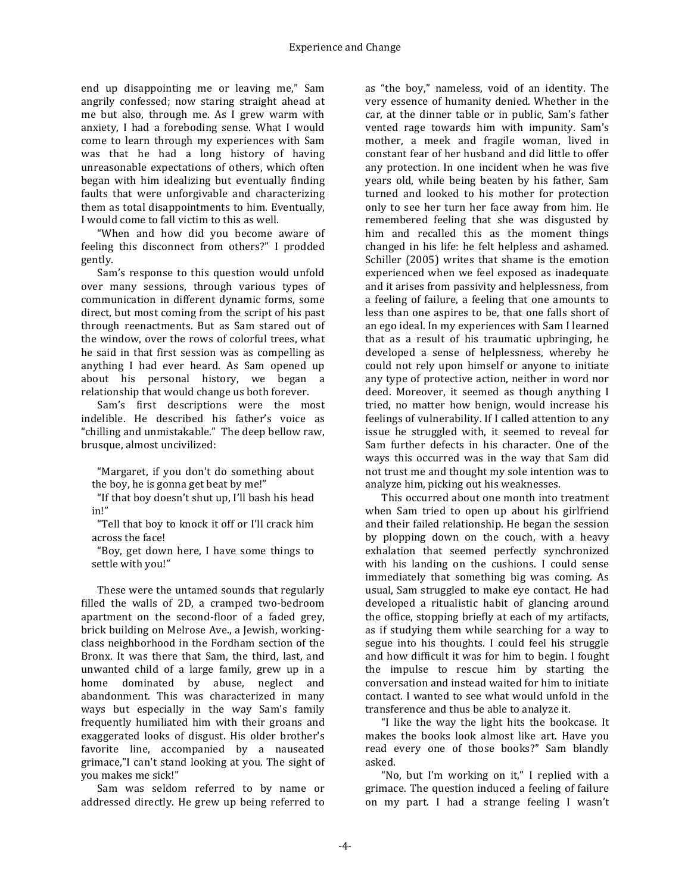end up disappointing me or leaving me," Sam angrily confessed; now staring straight ahead at me but also, through me. As I grew warm with anxiety, I had a foreboding sense. What I would come to learn through my experiences with Sam was that he had a long history of having unreasonable expectations of others, which often began with him idealizing but eventually finding faults that were unforgivable and characterizing them as total disappointments to him. Eventually, I would come to fall victim to this as well.

"When and how did you become aware of feeling this disconnect from others?" I prodded gently.

Sam's response to this question would unfold over many sessions, through various types of communication in different dynamic forms, some direct, but most coming from the script of his past through reenactments. But as Sam stared out of the window, over the rows of colorful trees, what he said in that first session was as compelling as anything I had ever heard. As Sam opened up about his personal history, we began a relationship that would change us both forever.

Sam's first descriptions were the most indelible. He described his father's voice as "chilling and unmistakable." The deep bellow raw, brusque, almost uncivilized:

> "Margaret, if you don't do something about the boy, he is gonna get beat by me!"
>
> "If that boy doesn't shut up, I'll bash his head in!"
>
> "Tell that boy to knock it off or I'll crack him across the face!
>
> "Boy, get down here, I have some things to settle with you!"

These were the untamed sounds that regularly filled the walls of 2D, a cramped two-bedroom apartment on the second-floor of a faded grey, brick building on Melrose Ave., a Jewish, working-class neighborhood in the Fordham section of the Bronx. It was there that Sam, the third, last, and unwanted child of a large family, grew up in a home dominated by abuse, neglect and abandonment. This was characterized in many ways but especially in the way Sam's family frequently humiliated him with their groans and exaggerated looks of disgust. His older brother's favorite line, accompanied by a nauseated grimace,"I can't stand looking at you. The sight of you makes me sick!"

Sam was seldom referred to by name or addressed directly. He grew up being referred to as "the boy," nameless, void of an identity. The very essence of humanity denied. Whether in the car, at the dinner table or in public, Sam's father vented rage towards him with impunity. Sam's mother, a meek and fragile woman, lived in constant fear of her husband and did little to offer any protection. In one incident when he was five years old, while being beaten by his father, Sam turned and looked to his mother for protection only to see her turn her face away from him. He remembered feeling that she was disgusted by him and recalled this as the moment things changed in his life: he felt helpless and ashamed. Schiller (2005) writes that shame is the emotion experienced when we feel exposed as inadequate and it arises from passivity and helplessness, from a feeling of failure, a feeling that one amounts to less than one aspires to be, that one falls short of an ego ideal. In my experiences with Sam I learned that as a result of his traumatic upbringing, he developed a sense of helplessness, whereby he could not rely upon himself or anyone to initiate any type of protective action, neither in word nor deed. Moreover, it seemed as though anything I tried, no matter how benign, would increase his feelings of vulnerability. If I called attention to any issue he struggled with, it seemed to reveal for Sam further defects in his character. One of the ways this occurred was in the way that Sam did not trust me and thought my sole intention was to analyze him, picking out his weaknesses.

This occurred about one month into treatment when Sam tried to open up about his girlfriend and their failed relationship. He began the session by plopping down on the couch, with a heavy exhalation that seemed perfectly synchronized with his landing on the cushions. I could sense immediately that something big was coming. As usual, Sam struggled to make eye contact. He had developed a ritualistic habit of glancing around the office, stopping briefly at each of my artifacts, as if studying them while searching for a way to segue into his thoughts. I could feel his struggle and how difficult it was for him to begin. I fought the impulse to rescue him by starting the conversation and instead waited for him to initiate contact. I wanted to see what would unfold in the transference and thus be able to analyze it.

"I like the way the light hits the bookcase. It makes the books look almost like art. Have you read every one of those books?" Sam blandly asked.

"No, but I'm working on it," I replied with a grimace. The question induced a feeling of failure on my part. I had a strange feeling I wasn't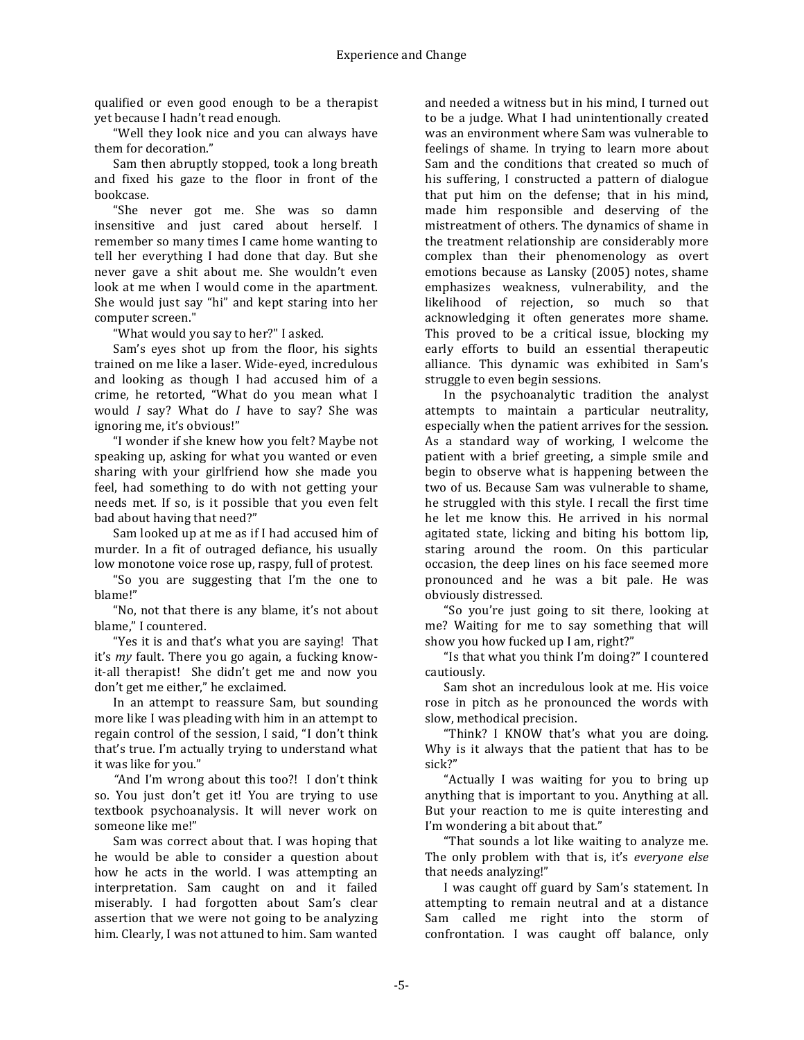qualified or even good enough to be a therapist yet because I hadn't read enough.

"Well they look nice and you can always have them for decoration."

Sam then abruptly stopped, took a long breath and fixed his gaze to the floor in front of the bookcase.

"She never got me. She was so damn insensitive and just cared about herself. I remember so many times I came home wanting to tell her everything I had done that day. But she never gave a shit about me. She wouldn't even look at me when I would come in the apartment. She would just say "hi" and kept staring into her computer screen."

"What would you say to her?" I asked.

Sam's eyes shot up from the floor, his sights trained on me like a laser. Wide-eyed, incredulous and looking as though I had accused him of a crime, he retorted, "What do you mean what I would *I* say? What do *I* have to say? She was ignoring me, it's obvious!"

"I wonder if she knew how you felt? Maybe not speaking up, asking for what you wanted or even sharing with your girlfriend how she made you feel, had something to do with not getting your needs met. If so, is it possible that you even felt bad about having that need?"

Sam looked up at me as if I had accused him of murder. In a fit of outraged defiance, his usually low monotone voice rose up, raspy, full of protest.

"So you are suggesting that I'm the one to blame!"

"No, not that there is any blame, it's not about blame," I countered.

"Yes it is and that's what you are saying! That it's *my* fault. There you go again, a fucking know-it-all therapist! She didn't get me and now you don't get me either," he exclaimed.

In an attempt to reassure Sam, but sounding more like I was pleading with him in an attempt to regain control of the session, I said, "I don't think that's true. I'm actually trying to understand what it was like for you."

"And I'm wrong about this too?! I don't think so. You just don't get it! You are trying to use textbook psychoanalysis. It will never work on someone like me!"

Sam was correct about that. I was hoping that he would be able to consider a question about how he acts in the world. I was attempting an interpretation. Sam caught on and it failed miserably. I had forgotten about Sam's clear assertion that we were not going to be analyzing him. Clearly, I was not attuned to him. Sam wanted and needed a witness but in his mind, I turned out to be a judge. What I had unintentionally created was an environment where Sam was vulnerable to feelings of shame. In trying to learn more about Sam and the conditions that created so much of his suffering, I constructed a pattern of dialogue that put him on the defense; that in his mind, made him responsible and deserving of the mistreatment of others. The dynamics of shame in the treatment relationship are considerably more complex than their phenomenology as overt emotions because as Lansky (2005) notes, shame emphasizes weakness, vulnerability, and the likelihood of rejection, so much so that acknowledging it often generates more shame. This proved to be a critical issue, blocking my early efforts to build an essential therapeutic alliance. This dynamic was exhibited in Sam's struggle to even begin sessions.

In the psychoanalytic tradition the analyst attempts to maintain a particular neutrality, especially when the patient arrives for the session. As a standard way of working, I welcome the patient with a brief greeting, a simple smile and begin to observe what is happening between the two of us. Because Sam was vulnerable to shame, he struggled with this style. I recall the first time he let me know this. He arrived in his normal agitated state, licking and biting his bottom lip, staring around the room. On this particular occasion, the deep lines on his face seemed more pronounced and he was a bit pale. He was obviously distressed.

"So you're just going to sit there, looking at me? Waiting for me to say something that will show you how fucked up I am, right?"

"Is that what you think I'm doing?" I countered cautiously.

Sam shot an incredulous look at me. His voice rose in pitch as he pronounced the words with slow, methodical precision.

"Think? I KNOW that's what you are doing. Why is it always that the patient that has to be sick?"

"Actually I was waiting for you to bring up anything that is important to you. Anything at all. But your reaction to me is quite interesting and I'm wondering a bit about that."

"That sounds a lot like waiting to analyze me. The only problem with that is, it's *everyone else* that needs analyzing!"

I was caught off guard by Sam's statement. In attempting to remain neutral and at a distance Sam called me right into the storm of confrontation. I was caught off balance, only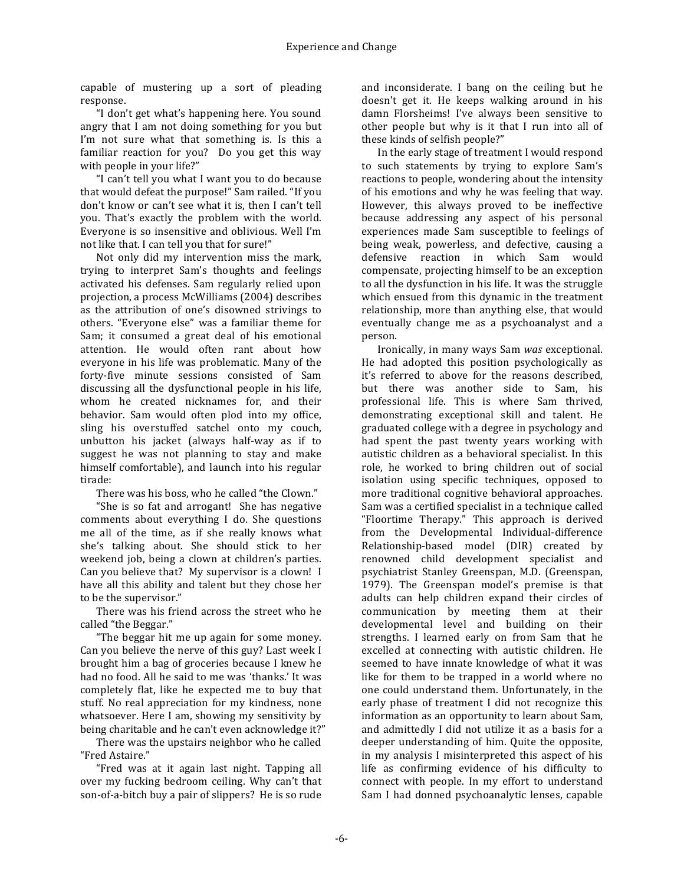capable of mustering up a sort of pleading response.

"I don't get what's happening here. You sound angry that I am not doing something for you but I'm not sure what that something is. Is this a familiar reaction for you? Do you get this way with people in your life?"

"I can't tell you what I want you to do because that would defeat the purpose!" Sam railed. "If you don't know or can't see what it is, then I can't tell you. That's exactly the problem with the world. Everyone is so insensitive and oblivious. Well I'm not like that. I can tell you that for sure!"

Not only did my intervention miss the mark, trying to interpret Sam's thoughts and feelings activated his defenses. Sam regularly relied upon projection, a process McWilliams (2004) describes as the attribution of one's disowned strivings to others. "Everyone else" was a familiar theme for Sam; it consumed a great deal of his emotional attention. He would often rant about how everyone in his life was problematic. Many of the forty-five minute sessions consisted of Sam discussing all the dysfunctional people in his life, whom he created nicknames for, and their behavior. Sam would often plod into my office, sling his overstuffed satchel onto my couch, unbutton his jacket (always half-way as if to suggest he was not planning to stay and make himself comfortable), and launch into his regular tirade:

There was his boss, who he called "the Clown."

"She is so fat and arrogant! She has negative comments about everything I do. She questions me all of the time, as if she really knows what she's talking about. She should stick to her weekend job, being a clown at children's parties. Can you believe that? My supervisor is a clown! I have all this ability and talent but they chose her to be the supervisor."

There was his friend across the street who he called "the Beggar."

"The beggar hit me up again for some money. Can you believe the nerve of this guy? Last week I brought him a bag of groceries because I knew he had no food. All he said to me was 'thanks.' It was completely flat, like he expected me to buy that stuff. No real appreciation for my kindness, none whatsoever. Here I am, showing my sensitivity by being charitable and he can't even acknowledge it?"

There was the upstairs neighbor who he called "Fred Astaire."

"Fred was at it again last night. Tapping all over my fucking bedroom ceiling. Why can't that son-of-a-bitch buy a pair of slippers? He is so rude and inconsiderate. I bang on the ceiling but he doesn't get it. He keeps walking around in his damn Florsheims! I've always been sensitive to other people but why is it that I run into all of these kinds of selfish people?"

In the early stage of treatment I would respond to such statements by trying to explore Sam's reactions to people, wondering about the intensity of his emotions and why he was feeling that way. However, this always proved to be ineffective because addressing any aspect of his personal experiences made Sam susceptible to feelings of being weak, powerless, and defective, causing a defensive reaction in which Sam would compensate, projecting himself to be an exception to all the dysfunction in his life. It was the struggle which ensued from this dynamic in the treatment relationship, more than anything else, that would eventually change me as a psychoanalyst and a person.

Ironically, in many ways Sam *was* exceptional. He had adopted this position psychologically as it's referred to above for the reasons described, but there was another side to Sam, his professional life. This is where Sam thrived, demonstrating exceptional skill and talent. He graduated college with a degree in psychology and had spent the past twenty years working with autistic children as a behavioral specialist. In this role, he worked to bring children out of social isolation using specific techniques, opposed to more traditional cognitive behavioral approaches. Sam was a certified specialist in a technique called "Floortime Therapy." This approach is derived from the Developmental Individual-difference Relationship-based model (DIR) created by renowned child development specialist and psychiatrist Stanley Greenspan, M.D. (Greenspan, 1979). The Greenspan model's premise is that adults can help children expand their circles of communication by meeting them at their developmental level and building on their strengths. I learned early on from Sam that he excelled at connecting with autistic children. He seemed to have innate knowledge of what it was like for them to be trapped in a world where no one could understand them. Unfortunately, in the early phase of treatment I did not recognize this information as an opportunity to learn about Sam, and admittedly I did not utilize it as a basis for a deeper understanding of him. Quite the opposite, in my analysis I misinterpreted this aspect of his life as confirming evidence of his difficulty to connect with people. In my effort to understand Sam I had donned psychoanalytic lenses, capable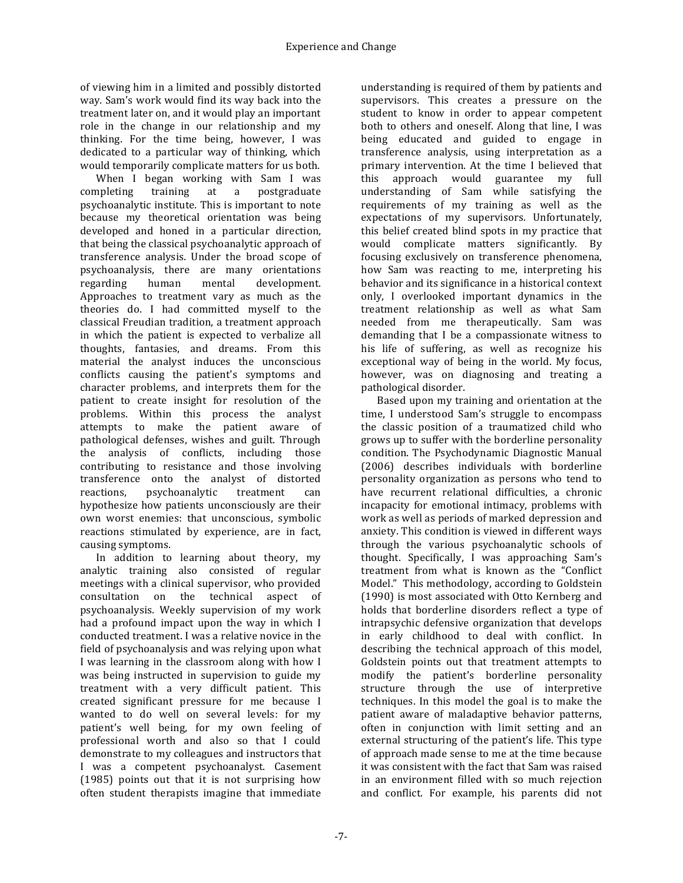of viewing him in a limited and possibly distorted way. Sam's work would find its way back into the treatment later on, and it would play an important role in the change in our relationship and my thinking. For the time being, however, I was dedicated to a particular way of thinking, which would temporarily complicate matters for us both.

When I began working with Sam I was completing training at a postgraduate psychoanalytic institute. This is important to note because my theoretical orientation was being developed and honed in a particular direction, that being the classical psychoanalytic approach of transference analysis. Under the broad scope of psychoanalysis, there are many orientations regarding human mental development. Approaches to treatment vary as much as the theories do. I had committed myself to the classical Freudian tradition, a treatment approach in which the patient is expected to verbalize all thoughts, fantasies, and dreams. From this material the analyst induces the unconscious conflicts causing the patient's symptoms and character problems, and interprets them for the patient to create insight for resolution of the problems. Within this process the analyst attempts to make the patient aware of pathological defenses, wishes and guilt. Through the analysis of conflicts, including those contributing to resistance and those involving transference onto the analyst of distorted reactions, psychoanalytic treatment can hypothesize how patients unconsciously are their own worst enemies: that unconscious, symbolic reactions stimulated by experience, are in fact, causing symptoms.

In addition to learning about theory, my analytic training also consisted of regular meetings with a clinical supervisor, who provided consultation on the technical aspect of psychoanalysis. Weekly supervision of my work had a profound impact upon the way in which I conducted treatment. I was a relative novice in the field of psychoanalysis and was relying upon what I was learning in the classroom along with how I was being instructed in supervision to guide my treatment with a very difficult patient. This created significant pressure for me because I wanted to do well on several levels: for my patient's well being, for my own feeling of professional worth and also so that I could demonstrate to my colleagues and instructors that I was a competent psychoanalyst. Casement (1985) points out that it is not surprising how often student therapists imagine that immediate understanding is required of them by patients and supervisors. This creates a pressure on the student to know in order to appear competent both to others and oneself. Along that line, I was being educated and guided to engage in transference analysis, using interpretation as a primary intervention. At the time I believed that this approach would guarantee my full understanding of Sam while satisfying the requirements of my training as well as the expectations of my supervisors. Unfortunately, this belief created blind spots in my practice that would complicate matters significantly. By focusing exclusively on transference phenomena, how Sam was reacting to me, interpreting his behavior and its significance in a historical context only, I overlooked important dynamics in the treatment relationship as well as what Sam needed from me therapeutically. Sam was demanding that I be a compassionate witness to his life of suffering, as well as recognize his exceptional way of being in the world. My focus, however, was on diagnosing and treating a pathological disorder.

Based upon my training and orientation at the time, I understood Sam's struggle to encompass the classic position of a traumatized child who grows up to suffer with the borderline personality condition. The Psychodynamic Diagnostic Manual (2006) describes individuals with borderline personality organization as persons who tend to have recurrent relational difficulties, a chronic incapacity for emotional intimacy, problems with work as well as periods of marked depression and anxiety. This condition is viewed in different ways through the various psychoanalytic schools of thought. Specifically, I was approaching Sam's treatment from what is known as the "Conflict Model." This methodology, according to Goldstein (1990) is most associated with Otto Kernberg and holds that borderline disorders reflect a type of intrapsychic defensive organization that develops in early childhood to deal with conflict. In describing the technical approach of this model, Goldstein points out that treatment attempts to modify the patient's borderline personality structure through the use of interpretive techniques. In this model the goal is to make the patient aware of maladaptive behavior patterns, often in conjunction with limit setting and an external structuring of the patient's life. This type of approach made sense to me at the time because it was consistent with the fact that Sam was raised in an environment filled with so much rejection and conflict. For example, his parents did not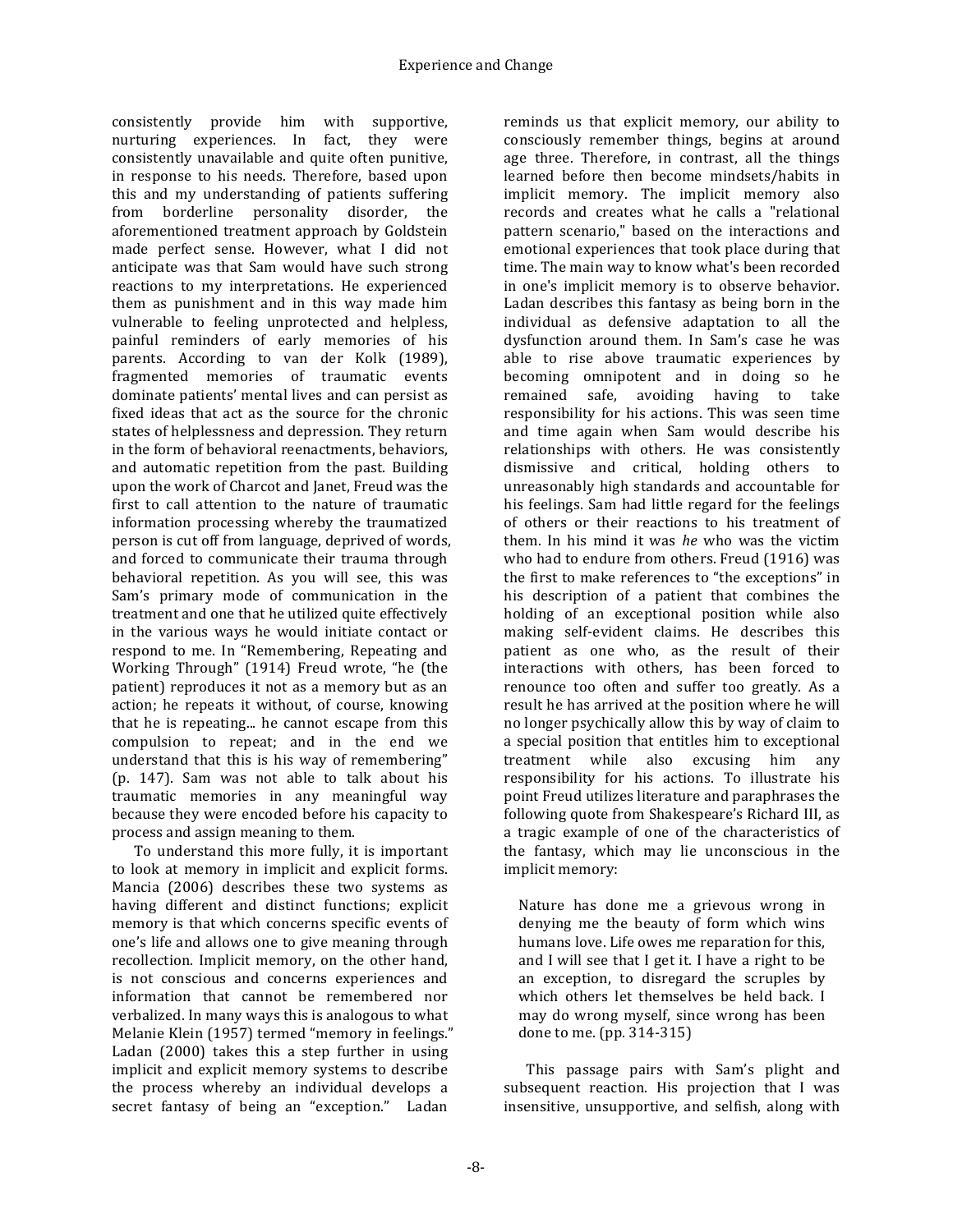consistently provide him with supportive, nurturing experiences. In fact, they were consistently unavailable and quite often punitive, in response to his needs. Therefore, based upon this and my understanding of patients suffering from borderline personality disorder, the aforementioned treatment approach by Goldstein made perfect sense. However, what I did not anticipate was that Sam would have such strong reactions to my interpretations. He experienced them as punishment and in this way made him vulnerable to feeling unprotected and helpless, painful reminders of early memories of his parents. According to van der Kolk (1989), fragmented memories of traumatic events dominate patients' mental lives and can persist as fixed ideas that act as the source for the chronic states of helplessness and depression. They return in the form of behavioral reenactments, behaviors, and automatic repetition from the past. Building upon the work of Charcot and Janet, Freud was the first to call attention to the nature of traumatic information processing whereby the traumatized person is cut off from language, deprived of words, and forced to communicate their trauma through behavioral repetition. As you will see, this was Sam's primary mode of communication in the treatment and one that he utilized quite effectively in the various ways he would initiate contact or respond to me. In "Remembering, Repeating and Working Through" (1914) Freud wrote, "he (the patient) reproduces it not as a memory but as an action; he repeats it without, of course, knowing that he is repeating... he cannot escape from this compulsion to repeat; and in the end we understand that this is his way of remembering" (p. 147). Sam was not able to talk about his traumatic memories in any meaningful way because they were encoded before his capacity to process and assign meaning to them.

To understand this more fully, it is important to look at memory in implicit and explicit forms. Mancia (2006) describes these two systems as having different and distinct functions; explicit memory is that which concerns specific events of one's life and allows one to give meaning through recollection. Implicit memory, on the other hand, is not conscious and concerns experiences and information that cannot be remembered nor verbalized. In many ways this is analogous to what Melanie Klein (1957) termed "memory in feelings." Ladan (2000) takes this a step further in using implicit and explicit memory systems to describe the process whereby an individual develops a secret fantasy of being an "exception." Ladan reminds us that explicit memory, our ability to consciously remember things, begins at around age three. Therefore, in contrast, all the things learned before then become mindsets/habits in implicit memory. The implicit memory also records and creates what he calls a "relational pattern scenario," based on the interactions and emotional experiences that took place during that time. The main way to know what's been recorded in one's implicit memory is to observe behavior. Ladan describes this fantasy as being born in the individual as defensive adaptation to all the dysfunction around them. In Sam's case he was able to rise above traumatic experiences by becoming omnipotent and in doing so he remained safe, avoiding having to take responsibility for his actions. This was seen time and time again when Sam would describe his relationships with others. He was consistently dismissive and critical, holding others to unreasonably high standards and accountable for his feelings. Sam had little regard for the feelings of others or their reactions to his treatment of them. In his mind it was *he* who was the victim who had to endure from others. Freud (1916) was the first to make references to "the exceptions" in his description of a patient that combines the holding of an exceptional position while also making self-evident claims. He describes this patient as one who, as the result of their interactions with others, has been forced to renounce too often and suffer too greatly. As a result he has arrived at the position where he will no longer psychically allow this by way of claim to a special position that entitles him to exceptional treatment while also excusing him any responsibility for his actions. To illustrate his point Freud utilizes literature and paraphrases the following quote from Shakespeare's Richard III, as a tragic example of one of the characteristics of the fantasy, which may lie unconscious in the implicit memory:

> Nature has done me a grievous wrong in denying me the beauty of form which wins humans love. Life owes me reparation for this, and I will see that I get it. I have a right to be an exception, to disregard the scruples by which others let themselves be held back. I may do wrong myself, since wrong has been done to me. (pp. 314-315)

This passage pairs with Sam's plight and subsequent reaction. His projection that I was insensitive, unsupportive, and selfish, along with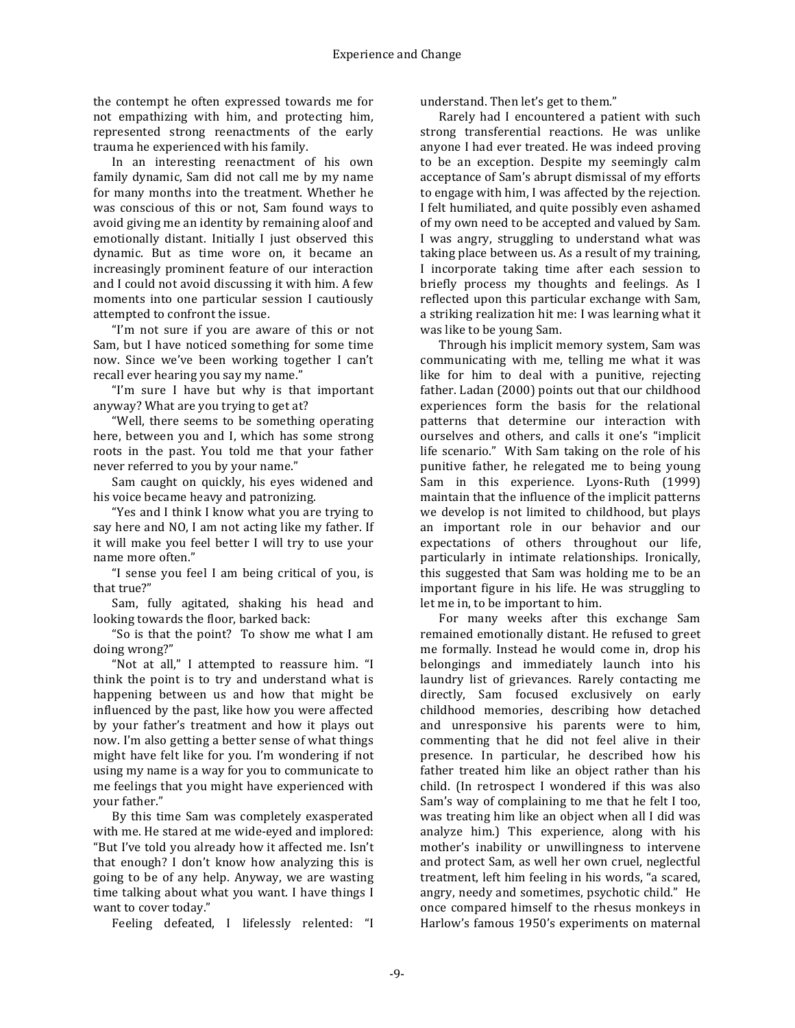the contempt he often expressed towards me for not empathizing with him, and protecting him, represented strong reenactments of the early trauma he experienced with his family.

In an interesting reenactment of his own family dynamic, Sam did not call me by my name for many months into the treatment. Whether he was conscious of this or not, Sam found ways to avoid giving me an identity by remaining aloof and emotionally distant. Initially I just observed this dynamic. But as time wore on, it became an increasingly prominent feature of our interaction and I could not avoid discussing it with him. A few moments into one particular session I cautiously attempted to confront the issue.

"I'm not sure if you are aware of this or not Sam, but I have noticed something for some time now. Since we've been working together I can't recall ever hearing you say my name."

"I'm sure I have but why is that important anyway? What are you trying to get at?

"Well, there seems to be something operating here, between you and I, which has some strong roots in the past. You told me that your father never referred to you by your name."

Sam caught on quickly, his eyes widened and his voice became heavy and patronizing.

"Yes and I think I know what you are trying to say here and NO, I am not acting like my father. If it will make you feel better I will try to use your name more often."

"I sense you feel I am being critical of you, is that true?"

Sam, fully agitated, shaking his head and looking towards the floor, barked back:

"So is that the point? To show me what I am doing wrong?"

"Not at all," I attempted to reassure him. "I think the point is to try and understand what is happening between us and how that might be influenced by the past, like how you were affected by your father's treatment and how it plays out now. I'm also getting a better sense of what things might have felt like for you. I'm wondering if not using my name is a way for you to communicate to me feelings that you might have experienced with your father."

By this time Sam was completely exasperated with me. He stared at me wide-eyed and implored: "But I've told you already how it affected me. Isn't that enough? I don't know how analyzing this is going to be of any help. Anyway, we are wasting time talking about what you want. I have things I want to cover today."

Feeling defeated, I lifelessly relented: "I understand. Then let's get to them."

Rarely had I encountered a patient with such strong transferential reactions. He was unlike anyone I had ever treated. He was indeed proving to be an exception. Despite my seemingly calm acceptance of Sam's abrupt dismissal of my efforts to engage with him, I was affected by the rejection. I felt humiliated, and quite possibly even ashamed of my own need to be accepted and valued by Sam. I was angry, struggling to understand what was taking place between us. As a result of my training, I incorporate taking time after each session to briefly process my thoughts and feelings. As I reflected upon this particular exchange with Sam, a striking realization hit me: I was learning what it was like to be young Sam.

Through his implicit memory system, Sam was communicating with me, telling me what it was like for him to deal with a punitive, rejecting father. Ladan (2000) points out that our childhood experiences form the basis for the relational patterns that determine our interaction with ourselves and others, and calls it one's "implicit life scenario." With Sam taking on the role of his punitive father, he relegated me to being young Sam in this experience. Lyons-Ruth (1999) maintain that the influence of the implicit patterns we develop is not limited to childhood, but plays an important role in our behavior and our expectations of others throughout our life, particularly in intimate relationships. Ironically, this suggested that Sam was holding me to be an important figure in his life. He was struggling to let me in, to be important to him.

For many weeks after this exchange Sam remained emotionally distant. He refused to greet me formally. Instead he would come in, drop his belongings and immediately launch into his laundry list of grievances. Rarely contacting me directly, Sam focused exclusively on early childhood memories, describing how detached and unresponsive his parents were to him, commenting that he did not feel alive in their presence. In particular, he described how his father treated him like an object rather than his child. (In retrospect I wondered if this was also Sam's way of complaining to me that he felt I too, was treating him like an object when all I did was analyze him.) This experience, along with his mother's inability or unwillingness to intervene and protect Sam, as well her own cruel, neglectful treatment, left him feeling in his words, "a scared, angry, needy and sometimes, psychotic child." He once compared himself to the rhesus monkeys in Harlow's famous 1950's experiments on maternal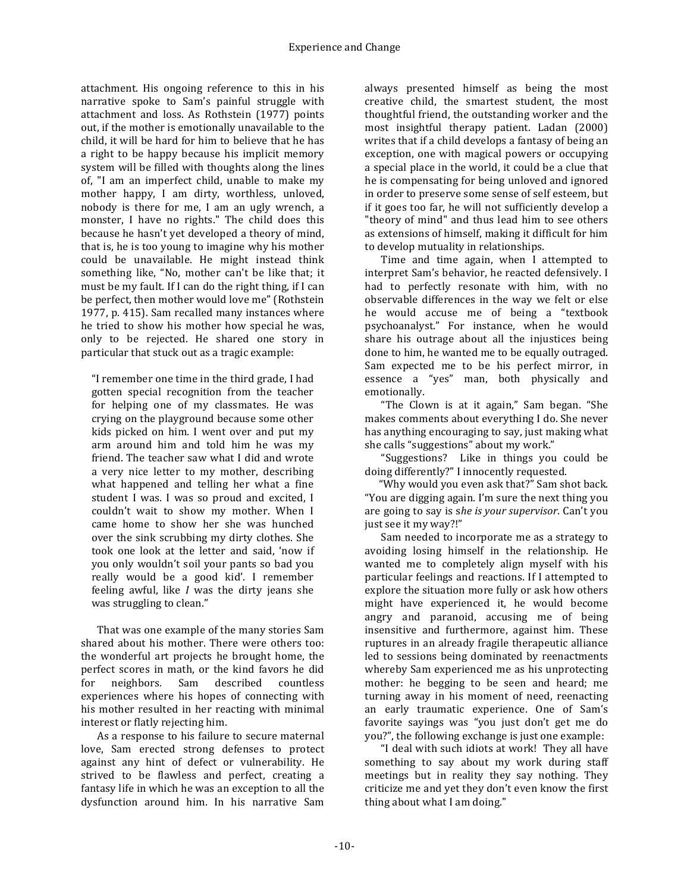attachment. His ongoing reference to this in his narrative spoke to Sam's painful struggle with attachment and loss. As Rothstein (1977) points out, if the mother is emotionally unavailable to the child, it will be hard for him to believe that he has a right to be happy because his implicit memory system will be filled with thoughts along the lines of, "I am an imperfect child, unable to make my mother happy, I am dirty, worthless, unloved, nobody is there for me, I am an ugly wrench, a monster, I have no rights." The child does this because he hasn't yet developed a theory of mind, that is, he is too young to imagine why his mother could be unavailable. He might instead think something like, "No, mother can't be like that; it must be my fault. If I can do the right thing, if I can be perfect, then mother would love me" (Rothstein 1977, p. 415). Sam recalled many instances where he tried to show his mother how special he was, only to be rejected. He shared one story in particular that stuck out as a tragic example:

> "I remember one time in the third grade, I had gotten special recognition from the teacher for helping one of my classmates. He was crying on the playground because some other kids picked on him. I went over and put my arm around him and told him he was my friend. The teacher saw what I did and wrote a very nice letter to my mother, describing what happened and telling her what a fine student I was. I was so proud and excited, I couldn't wait to show my mother. When I came home to show her she was hunched over the sink scrubbing my dirty clothes. She took one look at the letter and said, 'now if you only wouldn't soil your pants so bad you really would be a good kid'. I remember feeling awful, like *I* was the dirty jeans she was struggling to clean."

That was one example of the many stories Sam shared about his mother. There were others too: the wonderful art projects he brought home, the perfect scores in math, or the kind favors he did for neighbors. Sam described countless experiences where his hopes of connecting with his mother resulted in her reacting with minimal interest or flatly rejecting him.

As a response to his failure to secure maternal love, Sam erected strong defenses to protect against any hint of defect or vulnerability. He strived to be flawless and perfect, creating a fantasy life in which he was an exception to all the dysfunction around him. In his narrative Sam always presented himself as being the most creative child, the smartest student, the most thoughtful friend, the outstanding worker and the most insightful therapy patient. Ladan (2000) writes that if a child develops a fantasy of being an exception, one with magical powers or occupying a special place in the world, it could be a clue that he is compensating for being unloved and ignored in order to preserve some sense of self esteem, but if it goes too far, he will not sufficiently develop a "theory of mind" and thus lead him to see others as extensions of himself, making it difficult for him to develop mutuality in relationships.

Time and time again, when I attempted to interpret Sam's behavior, he reacted defensively. I had to perfectly resonate with him, with no observable differences in the way we felt or else he would accuse me of being a "textbook psychoanalyst." For instance, when he would share his outrage about all the injustices being done to him, he wanted me to be equally outraged. Sam expected me to be his perfect mirror, in essence a "yes" man, both physically and emotionally.

"The Clown is at it again," Sam began. "She makes comments about everything I do. She never has anything encouraging to say, just making what she calls "suggestions" about my work."

"Suggestions? Like in things you could be doing differently?" I innocently requested.

"Why would you even ask that?" Sam shot back. "You are digging again. I'm sure the next thing you are going to say is *she is your supervisor*. Can't you just see it my way?!"

Sam needed to incorporate me as a strategy to avoiding losing himself in the relationship. He wanted me to completely align myself with his particular feelings and reactions. If I attempted to explore the situation more fully or ask how others might have experienced it, he would become angry and paranoid, accusing me of being insensitive and furthermore, against him. These ruptures in an already fragile therapeutic alliance led to sessions being dominated by reenactments whereby Sam experienced me as his unprotecting mother: he begging to be seen and heard; me turning away in his moment of need, reenacting an early traumatic experience. One of Sam's favorite sayings was "you just don't get me do you?", the following exchange is just one example:

"I deal with such idiots at work! They all have something to say about my work during staff meetings but in reality they say nothing. They criticize me and yet they don't even know the first thing about what I am doing."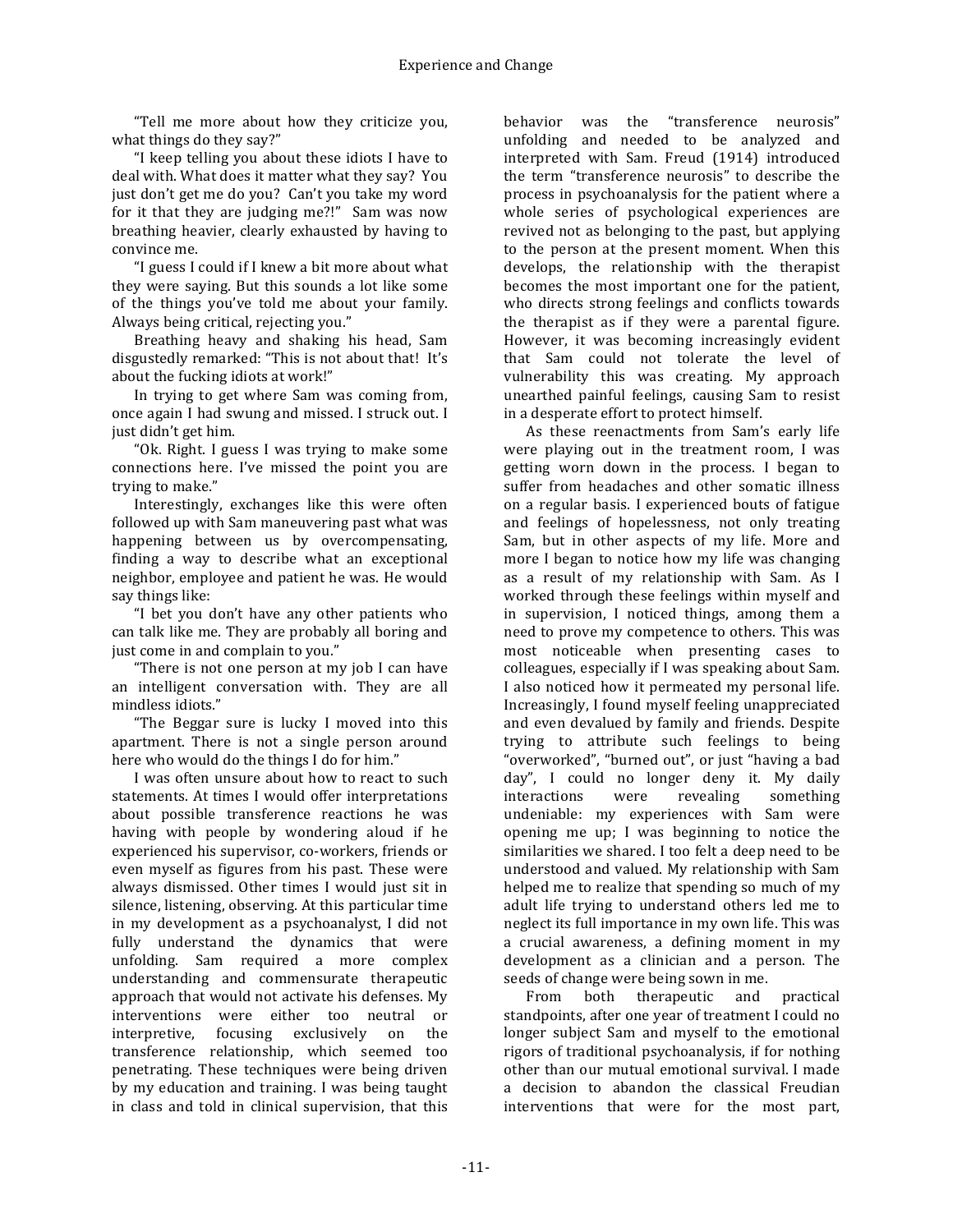"Tell me more about how they criticize you, what things do they say?"

"I keep telling you about these idiots I have to deal with. What does it matter what they say? You just don't get me do you? Can't you take my word for it that they are judging me?!" Sam was now breathing heavier, clearly exhausted by having to convince me.

"I guess I could if I knew a bit more about what they were saying. But this sounds a lot like some of the things you've told me about your family. Always being critical, rejecting you."

Breathing heavy and shaking his head, Sam disgustedly remarked: "This is not about that! It's about the fucking idiots at work!"

In trying to get where Sam was coming from, once again I had swung and missed. I struck out. I just didn't get him.

"Ok. Right. I guess I was trying to make some connections here. I've missed the point you are trying to make."

Interestingly, exchanges like this were often followed up with Sam maneuvering past what was happening between us by overcompensating, finding a way to describe what an exceptional neighbor, employee and patient he was. He would say things like:

"I bet you don't have any other patients who can talk like me. They are probably all boring and just come in and complain to you."

"There is not one person at my job I can have an intelligent conversation with. They are all mindless idiots."

"The Beggar sure is lucky I moved into this apartment. There is not a single person around here who would do the things I do for him."

I was often unsure about how to react to such statements. At times I would offer interpretations about possible transference reactions he was having with people by wondering aloud if he experienced his supervisor, co-workers, friends or even myself as figures from his past. These were always dismissed. Other times I would just sit in silence, listening, observing. At this particular time in my development as a psychoanalyst, I did not fully understand the dynamics that were unfolding. Sam required a more complex understanding and commensurate therapeutic approach that would not activate his defenses. My interventions were either too neutral or interpretive, focusing exclusively on the transference relationship, which seemed too penetrating. These techniques were being driven by my education and training. I was being taught in class and told in clinical supervision, that this behavior was the "transference neurosis" unfolding and needed to be analyzed and interpreted with Sam. Freud (1914) introduced the term "transference neurosis" to describe the process in psychoanalysis for the patient where a whole series of psychological experiences are revived not as belonging to the past, but applying to the person at the present moment. When this develops, the relationship with the therapist becomes the most important one for the patient, who directs strong feelings and conflicts towards the therapist as if they were a parental figure. However, it was becoming increasingly evident that Sam could not tolerate the level of vulnerability this was creating. My approach unearthed painful feelings, causing Sam to resist in a desperate effort to protect himself.

As these reenactments from Sam's early life were playing out in the treatment room, I was getting worn down in the process. I began to suffer from headaches and other somatic illness on a regular basis. I experienced bouts of fatigue and feelings of hopelessness, not only treating Sam, but in other aspects of my life. More and more I began to notice how my life was changing as a result of my relationship with Sam. As I worked through these feelings within myself and in supervision, I noticed things, among them a need to prove my competence to others. This was most noticeable when presenting cases to colleagues, especially if I was speaking about Sam. I also noticed how it permeated my personal life. Increasingly, I found myself feeling unappreciated and even devalued by family and friends. Despite trying to attribute such feelings to being "overworked", "burned out", or just "having a bad day", I could no longer deny it. My daily interactions were revealing something undeniable: my experiences with Sam were opening me up; I was beginning to notice the similarities we shared. I too felt a deep need to be understood and valued. My relationship with Sam helped me to realize that spending so much of my adult life trying to understand others led me to neglect its full importance in my own life. This was a crucial awareness, a defining moment in my development as a clinician and a person. The seeds of change were being sown in me.

From both therapeutic and practical standpoints, after one year of treatment I could no longer subject Sam and myself to the emotional rigors of traditional psychoanalysis, if for nothing other than our mutual emotional survival. I made a decision to abandon the classical Freudian interventions that were for the most part,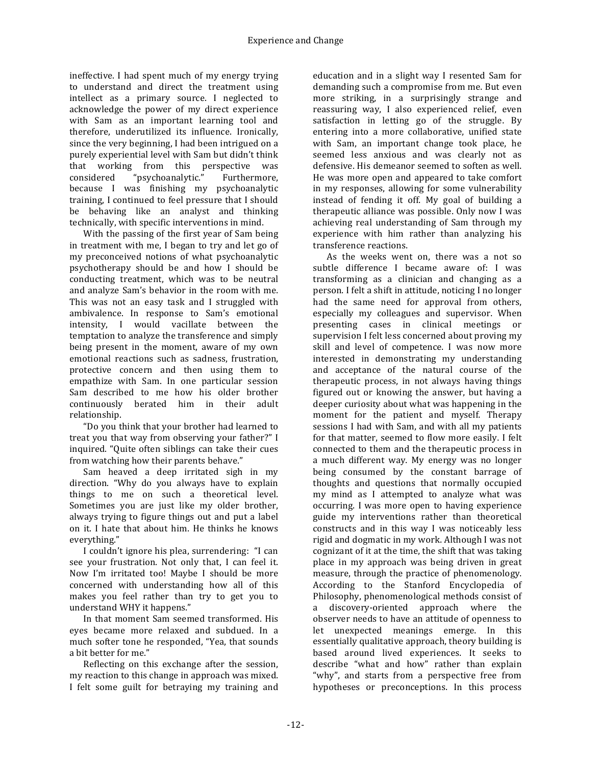ineffective. I had spent much of my energy trying to understand and direct the treatment using intellect as a primary source. I neglected to acknowledge the power of my direct experience with Sam as an important learning tool and therefore, underutilized its influence. Ironically, since the very beginning, I had been intrigued on a purely experiential level with Sam but didn't think that working from this perspective was considered "psychoanalytic." Furthermore, because I was finishing my psychoanalytic training, I continued to feel pressure that I should be behaving like an analyst and thinking technically, with specific interventions in mind.

With the passing of the first year of Sam being in treatment with me, I began to try and let go of my preconceived notions of what psychoanalytic psychotherapy should be and how I should be conducting treatment, which was to be neutral and analyze Sam's behavior in the room with me. This was not an easy task and I struggled with ambivalence. In response to Sam's emotional intensity, I would vacillate between the temptation to analyze the transference and simply being present in the moment, aware of my own emotional reactions such as sadness, frustration, protective concern and then using them to empathize with Sam. In one particular session Sam described to me how his older brother continuously berated him in their adult relationship.

"Do you think that your brother had learned to treat you that way from observing your father?" I inquired. "Quite often siblings can take their cues from watching how their parents behave."

Sam heaved a deep irritated sigh in my direction. "Why do you always have to explain things to me on such a theoretical level. Sometimes you are just like my older brother, always trying to figure things out and put a label on it. I hate that about him. He thinks he knows everything."

I couldn't ignore his plea, surrendering: "I can see your frustration. Not only that, I can feel it. Now I'm irritated too! Maybe I should be more concerned with understanding how all of this makes you feel rather than try to get you to understand WHY it happens."

In that moment Sam seemed transformed. His eyes became more relaxed and subdued. In a much softer tone he responded, "Yea, that sounds a bit better for me."

Reflecting on this exchange after the session, my reaction to this change in approach was mixed. I felt some guilt for betraying my training and education and in a slight way I resented Sam for demanding such a compromise from me. But even more striking, in a surprisingly strange and reassuring way, I also experienced relief, even satisfaction in letting go of the struggle. By entering into a more collaborative, unified state with Sam, an important change took place, he seemed less anxious and was clearly not as defensive. His demeanor seemed to soften as well. He was more open and appeared to take comfort in my responses, allowing for some vulnerability instead of fending it off. My goal of building a therapeutic alliance was possible. Only now I was achieving real understanding of Sam through my experience with him rather than analyzing his transference reactions.

As the weeks went on, there was a not so subtle difference I became aware of: I was transforming as a clinician and changing as a person. I felt a shift in attitude, noticing I no longer had the same need for approval from others, especially my colleagues and supervisor. When presenting cases in clinical meetings or supervision I felt less concerned about proving my skill and level of competence. I was now more interested in demonstrating my understanding and acceptance of the natural course of the therapeutic process, in not always having things figured out or knowing the answer, but having a deeper curiosity about what was happening in the moment for the patient and myself. Therapy sessions I had with Sam, and with all my patients for that matter, seemed to flow more easily. I felt connected to them and the therapeutic process in a much different way. My energy was no longer being consumed by the constant barrage of thoughts and questions that normally occupied my mind as I attempted to analyze what was occurring. I was more open to having experience guide my interventions rather than theoretical constructs and in this way I was noticeably less rigid and dogmatic in my work. Although I was not cognizant of it at the time, the shift that was taking place in my approach was being driven in great measure, through the practice of phenomenology. According to the Stanford Encyclopedia of Philosophy, phenomenological methods consist of a discovery-oriented approach where the observer needs to have an attitude of openness to let unexpected meanings emerge. In this essentially qualitative approach, theory building is based around lived experiences. It seeks to describe "what and how" rather than explain "why", and starts from a perspective free from hypotheses or preconceptions. In this process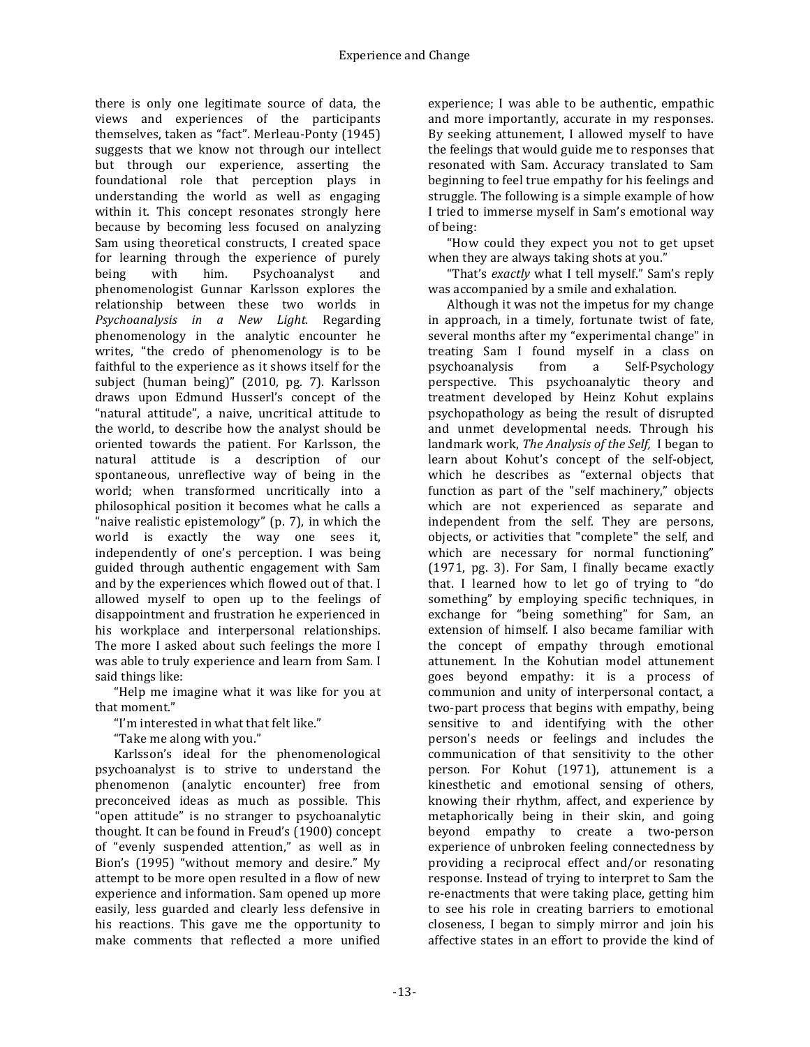there is only one legitimate source of data, the views and experiences of the participants themselves, taken as "fact". Merleau-Ponty (1945) suggests that we know not through our intellect but through our experience, asserting the foundational role that perception plays in understanding the world as well as engaging within it. This concept resonates strongly here because by becoming less focused on analyzing Sam using theoretical constructs, I created space for learning through the experience of purely being with him. Psychoanalyst and phenomenologist Gunnar Karlsson explores the relationship between these two worlds in *Psychoanalysis in a New Light*. Regarding phenomenology in the analytic encounter he writes, "the credo of phenomenology is to be faithful to the experience as it shows itself for the subject (human being)" (2010, pg. 7). Karlsson draws upon Edmund Husserl's concept of the "natural attitude", a naive, uncritical attitude to the world, to describe how the analyst should be oriented towards the patient. For Karlsson, the natural attitude is a description of our spontaneous, unreflective way of being in the world; when transformed uncritically into a philosophical position it becomes what he calls a "naive realistic epistemology" (p. 7), in which the world is exactly the way one sees it, independently of one's perception. I was being guided through authentic engagement with Sam and by the experiences which flowed out of that. I allowed myself to open up to the feelings of disappointment and frustration he experienced in his workplace and interpersonal relationships. The more I asked about such feelings the more I was able to truly experience and learn from Sam. I said things like:

"Help me imagine what it was like for you at that moment."

"I'm interested in what that felt like."

"Take me along with you."

Karlsson's ideal for the phenomenological psychoanalyst is to strive to understand the phenomenon (analytic encounter) free from preconceived ideas as much as possible. This "open attitude" is no stranger to psychoanalytic thought. It can be found in Freud's (1900) concept of "evenly suspended attention," as well as in Bion's (1995) "without memory and desire." My attempt to be more open resulted in a flow of new experience and information. Sam opened up more easily, less guarded and clearly less defensive in his reactions. This gave me the opportunity to make comments that reflected a more unified experience; I was able to be authentic, empathic and more importantly, accurate in my responses. By seeking attunement, I allowed myself to have the feelings that would guide me to responses that resonated with Sam. Accuracy translated to Sam beginning to feel true empathy for his feelings and struggle. The following is a simple example of how I tried to immerse myself in Sam's emotional way of being:

"How could they expect you not to get upset when they are always taking shots at you."

"That's *exactly* what I tell myself." Sam's reply was accompanied by a smile and exhalation.

Although it was not the impetus for my change in approach, in a timely, fortunate twist of fate, several months after my "experimental change" in treating Sam I found myself in a class on psychoanalysis from a Self-Psychology perspective. This psychoanalytic theory and treatment developed by Heinz Kohut explains psychopathology as being the result of disrupted and unmet developmental needs. Through his landmark work, *The Analysis of the Self,* I began to learn about Kohut's concept of the self-object, which he describes as "external objects that function as part of the "self machinery," objects which are not experienced as separate and independent from the self. They are persons, objects, or activities that "complete" the self, and which are necessary for normal functioning" (1971, pg. 3). For Sam, I finally became exactly that. I learned how to let go of trying to "do something" by employing specific techniques, in exchange for "being something" for Sam, an extension of himself. I also became familiar with the concept of empathy through emotional attunement. In the Kohutian model attunement goes beyond empathy: it is a process of communion and unity of interpersonal contact, a two-part process that begins with empathy, being sensitive to and identifying with the other person's needs or feelings and includes the communication of that sensitivity to the other person. For Kohut (1971), attunement is a kinesthetic and emotional sensing of others, knowing their rhythm, affect, and experience by metaphorically being in their skin, and going beyond empathy to create a two-person experience of unbroken feeling connectedness by providing a reciprocal effect and/or resonating response. Instead of trying to interpret to Sam the re-enactments that were taking place, getting him to see his role in creating barriers to emotional closeness, I began to simply mirror and join his affective states in an effort to provide the kind of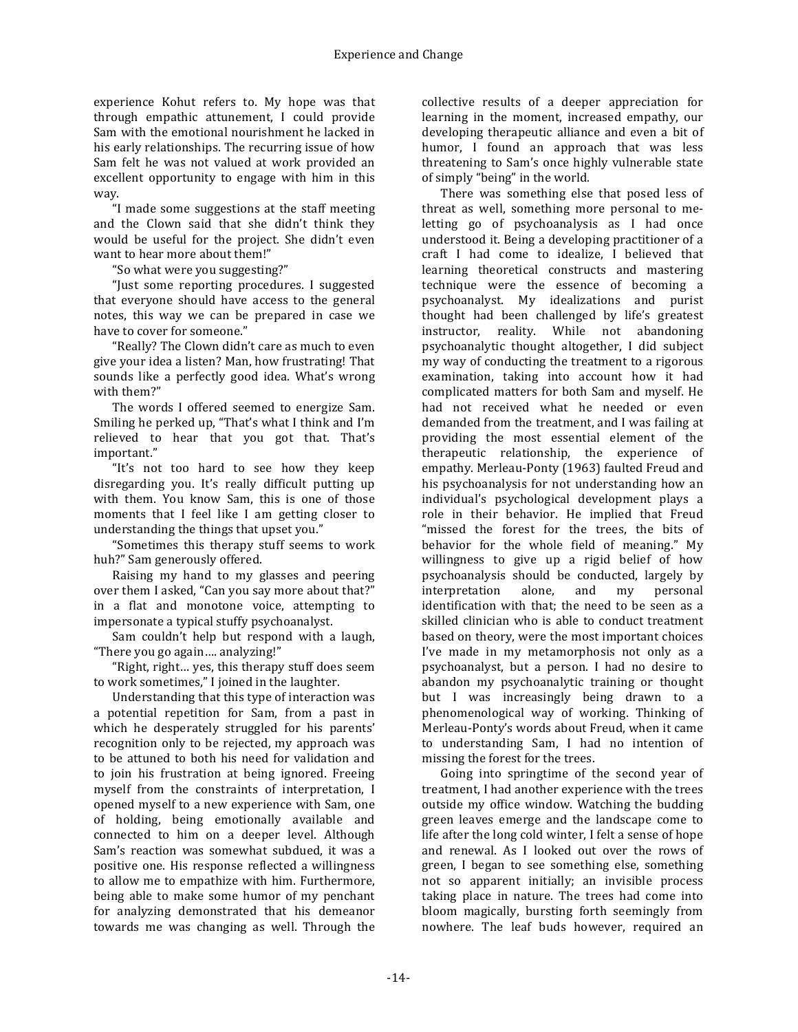experience Kohut refers to. My hope was that through empathic attunement, I could provide Sam with the emotional nourishment he lacked in his early relationships. The recurring issue of how Sam felt he was not valued at work provided an excellent opportunity to engage with him in this way.

"I made some suggestions at the staff meeting and the Clown said that she didn't think they would be useful for the project. She didn't even want to hear more about them!"

"So what were you suggesting?"

"Just some reporting procedures. I suggested that everyone should have access to the general notes, this way we can be prepared in case we have to cover for someone."

"Really? The Clown didn't care as much to even give your idea a listen? Man, how frustrating! That sounds like a perfectly good idea. What's wrong with them?"

The words I offered seemed to energize Sam. Smiling he perked up, "That's what I think and I'm relieved to hear that you got that. That's important."

"It's not too hard to see how they keep disregarding you. It's really difficult putting up with them. You know Sam, this is one of those moments that I feel like I am getting closer to understanding the things that upset you."

"Sometimes this therapy stuff seems to work huh?" Sam generously offered.

Raising my hand to my glasses and peering over them I asked, "Can you say more about that?" in a flat and monotone voice, attempting to impersonate a typical stuffy psychoanalyst.

Sam couldn't help but respond with a laugh, "There you go again…. analyzing!"

"Right, right… yes, this therapy stuff does seem to work sometimes," I joined in the laughter.

Understanding that this type of interaction was a potential repetition for Sam, from a past in which he desperately struggled for his parents' recognition only to be rejected, my approach was to be attuned to both his need for validation and to join his frustration at being ignored. Freeing myself from the constraints of interpretation, I opened myself to a new experience with Sam, one of holding, being emotionally available and connected to him on a deeper level. Although Sam's reaction was somewhat subdued, it was a positive one. His response reflected a willingness to allow me to empathize with him. Furthermore, being able to make some humor of my penchant for analyzing demonstrated that his demeanor towards me was changing as well. Through the collective results of a deeper appreciation for learning in the moment, increased empathy, our developing therapeutic alliance and even a bit of humor, I found an approach that was less threatening to Sam's once highly vulnerable state of simply "being" in the world.

There was something else that posed less of threat as well, something more personal to me-letting go of psychoanalysis as I had once understood it. Being a developing practitioner of a craft I had come to idealize, I believed that learning theoretical constructs and mastering technique were the essence of becoming a psychoanalyst. My idealizations and purist thought had been challenged by life's greatest instructor, reality. While not abandoning psychoanalytic thought altogether, I did subject my way of conducting the treatment to a rigorous examination, taking into account how it had complicated matters for both Sam and myself. He had not received what he needed or even demanded from the treatment, and I was failing at providing the most essential element of the therapeutic relationship, the experience of empathy. Merleau-Ponty (1963) faulted Freud and his psychoanalysis for not understanding how an individual's psychological development plays a role in their behavior. He implied that Freud "missed the forest for the trees, the bits of behavior for the whole field of meaning." My willingness to give up a rigid belief of how psychoanalysis should be conducted, largely by interpretation alone, and my personal identification with that; the need to be seen as a skilled clinician who is able to conduct treatment based on theory, were the most important choices I've made in my metamorphosis not only as a psychoanalyst, but a person. I had no desire to abandon my psychoanalytic training or thought but I was increasingly being drawn to a phenomenological way of working. Thinking of Merleau-Ponty's words about Freud, when it came to understanding Sam, I had no intention of missing the forest for the trees.

Going into springtime of the second year of treatment, I had another experience with the trees outside my office window. Watching the budding green leaves emerge and the landscape come to life after the long cold winter, I felt a sense of hope and renewal. As I looked out over the rows of green, I began to see something else, something not so apparent initially; an invisible process taking place in nature. The trees had come into bloom magically, bursting forth seemingly from nowhere. The leaf buds however, required an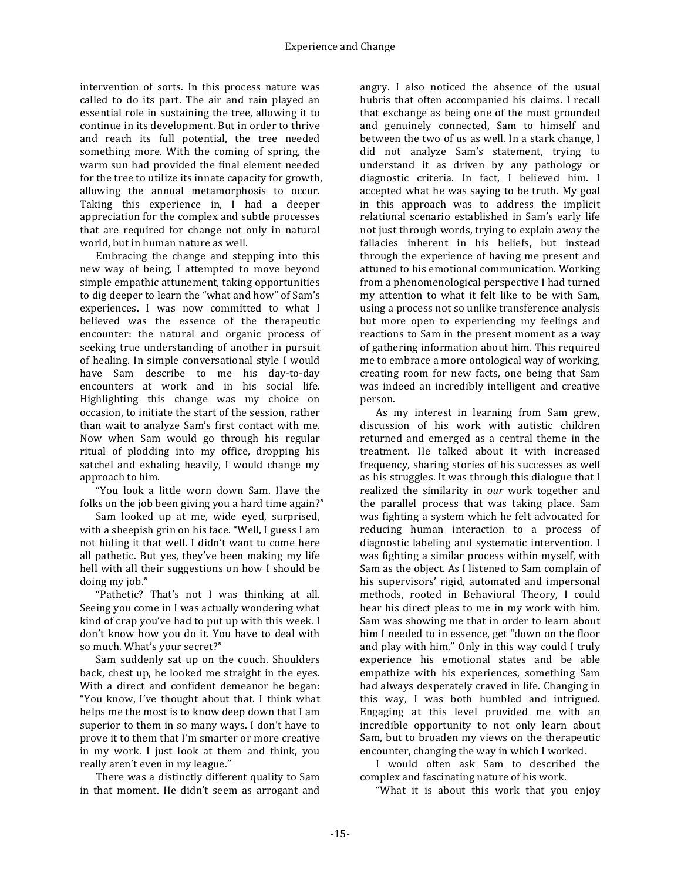intervention of sorts. In this process nature was called to do its part. The air and rain played an essential role in sustaining the tree, allowing it to continue in its development. But in order to thrive and reach its full potential, the tree needed something more. With the coming of spring, the warm sun had provided the final element needed for the tree to utilize its innate capacity for growth, allowing the annual metamorphosis to occur. Taking this experience in, I had a deeper appreciation for the complex and subtle processes that are required for change not only in natural world, but in human nature as well.

Embracing the change and stepping into this new way of being, I attempted to move beyond simple empathic attunement, taking opportunities to dig deeper to learn the "what and how" of Sam's experiences. I was now committed to what I believed was the essence of the therapeutic encounter: the natural and organic process of seeking true understanding of another in pursuit of healing. In simple conversational style I would have Sam describe to me his day-to-day encounters at work and in his social life. Highlighting this change was my choice on occasion, to initiate the start of the session, rather than wait to analyze Sam's first contact with me. Now when Sam would go through his regular ritual of plodding into my office, dropping his satchel and exhaling heavily, I would change my approach to him.

"You look a little worn down Sam. Have the folks on the job been giving you a hard time again?"

Sam looked up at me, wide eyed, surprised, with a sheepish grin on his face. "Well, I guess I am not hiding it that well. I didn't want to come here all pathetic. But yes, they've been making my life hell with all their suggestions on how I should be doing my job."

"Pathetic? That's not I was thinking at all. Seeing you come in I was actually wondering what kind of crap you've had to put up with this week. I don't know how you do it. You have to deal with so much. What's your secret?"

Sam suddenly sat up on the couch. Shoulders back, chest up, he looked me straight in the eyes. With a direct and confident demeanor he began: "You know, I've thought about that. I think what helps me the most is to know deep down that I am superior to them in so many ways. I don't have to prove it to them that I'm smarter or more creative in my work. I just look at them and think, you really aren't even in my league."

There was a distinctly different quality to Sam in that moment. He didn't seem as arrogant and angry. I also noticed the absence of the usual hubris that often accompanied his claims. I recall that exchange as being one of the most grounded and genuinely connected, Sam to himself and between the two of us as well. In a stark change, I did not analyze Sam's statement, trying to understand it as driven by any pathology or diagnostic criteria. In fact, I believed him. I accepted what he was saying to be truth. My goal in this approach was to address the implicit relational scenario established in Sam's early life not just through words, trying to explain away the fallacies inherent in his beliefs, but instead through the experience of having me present and attuned to his emotional communication. Working from a phenomenological perspective I had turned my attention to what it felt like to be with Sam, using a process not so unlike transference analysis but more open to experiencing my feelings and reactions to Sam in the present moment as a way of gathering information about him. This required me to embrace a more ontological way of working, creating room for new facts, one being that Sam was indeed an incredibly intelligent and creative person.

As my interest in learning from Sam grew, discussion of his work with autistic children returned and emerged as a central theme in the treatment. He talked about it with increased frequency, sharing stories of his successes as well as his struggles. It was through this dialogue that I realized the similarity in *our* work together and the parallel process that was taking place. Sam was fighting a system which he felt advocated for reducing human interaction to a process of diagnostic labeling and systematic intervention. I was fighting a similar process within myself, with Sam as the object. As I listened to Sam complain of his supervisors' rigid, automated and impersonal methods, rooted in Behavioral Theory, I could hear his direct pleas to me in my work with him. Sam was showing me that in order to learn about him I needed to in essence, get "down on the floor and play with him." Only in this way could I truly experience his emotional states and be able empathize with his experiences, something Sam had always desperately craved in life. Changing in this way, I was both humbled and intrigued. Engaging at this level provided me with an incredible opportunity to not only learn about Sam, but to broaden my views on the therapeutic encounter, changing the way in which I worked.

I would often ask Sam to described the complex and fascinating nature of his work.

"What it is about this work that you enjoy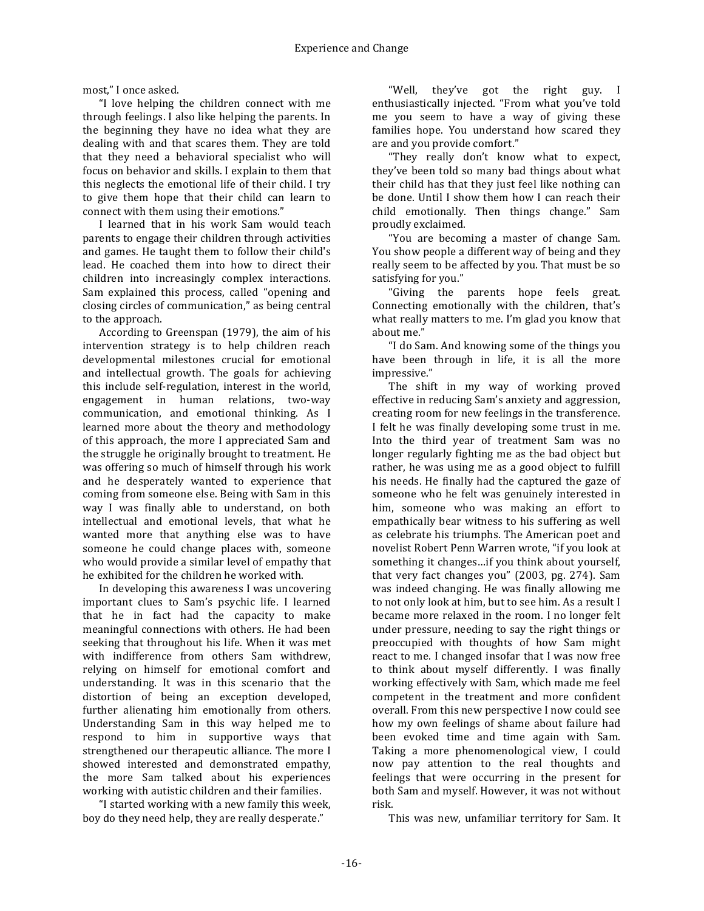most," I once asked.

"I love helping the children connect with me through feelings. I also like helping the parents. In the beginning they have no idea what they are dealing with and that scares them. They are told that they need a behavioral specialist who will focus on behavior and skills. I explain to them that this neglects the emotional life of their child. I try to give them hope that their child can learn to connect with them using their emotions."

I learned that in his work Sam would teach parents to engage their children through activities and games. He taught them to follow their child's lead. He coached them into how to direct their children into increasingly complex interactions. Sam explained this process, called "opening and closing circles of communication," as being central to the approach.

According to Greenspan (1979), the aim of his intervention strategy is to help children reach developmental milestones crucial for emotional and intellectual growth. The goals for achieving this include self-regulation, interest in the world, engagement in human relations, two-way communication, and emotional thinking. As I learned more about the theory and methodology of this approach, the more I appreciated Sam and the struggle he originally brought to treatment. He was offering so much of himself through his work and he desperately wanted to experience that coming from someone else. Being with Sam in this way I was finally able to understand, on both intellectual and emotional levels, that what he wanted more that anything else was to have someone he could change places with, someone who would provide a similar level of empathy that he exhibited for the children he worked with.

In developing this awareness I was uncovering important clues to Sam's psychic life. I learned that he in fact had the capacity to make meaningful connections with others. He had been seeking that throughout his life. When it was met with indifference from others Sam withdrew, relying on himself for emotional comfort and understanding. It was in this scenario that the distortion of being an exception developed, further alienating him emotionally from others. Understanding Sam in this way helped me to respond to him in supportive ways that strengthened our therapeutic alliance. The more I showed interested and demonstrated empathy, the more Sam talked about his experiences working with autistic children and their families.

"I started working with a new family this week, boy do they need help, they are really desperate."

"Well, they've got the right guy. I enthusiastically injected. "From what you've told me you seem to have a way of giving these families hope. You understand how scared they are and you provide comfort."

"They really don't know what to expect, they've been told so many bad things about what their child has that they just feel like nothing can be done. Until I show them how I can reach their child emotionally. Then things change." Sam proudly exclaimed.

"You are becoming a master of change Sam. You show people a different way of being and they really seem to be affected by you. That must be so satisfying for you."

"Giving the parents hope feels great. Connecting emotionally with the children, that's what really matters to me. I'm glad you know that about me."

"I do Sam. And knowing some of the things you have been through in life, it is all the more impressive."

The shift in my way of working proved effective in reducing Sam's anxiety and aggression, creating room for new feelings in the transference. I felt he was finally developing some trust in me. Into the third year of treatment Sam was no longer regularly fighting me as the bad object but rather, he was using me as a good object to fulfill his needs. He finally had the captured the gaze of someone who he felt was genuinely interested in him, someone who was making an effort to empathically bear witness to his suffering as well as celebrate his triumphs. The American poet and novelist Robert Penn Warren wrote, "if you look at something it changes…if you think about yourself, that very fact changes you" (2003, pg. 274). Sam was indeed changing. He was finally allowing me to not only look at him, but to see him. As a result I became more relaxed in the room. I no longer felt under pressure, needing to say the right things or preoccupied with thoughts of how Sam might react to me. I changed insofar that I was now free to think about myself differently. I was finally working effectively with Sam, which made me feel competent in the treatment and more confident overall. From this new perspective I now could see how my own feelings of shame about failure had been evoked time and time again with Sam. Taking a more phenomenological view, I could now pay attention to the real thoughts and feelings that were occurring in the present for both Sam and myself. However, it was not without risk.

This was new, unfamiliar territory for Sam. It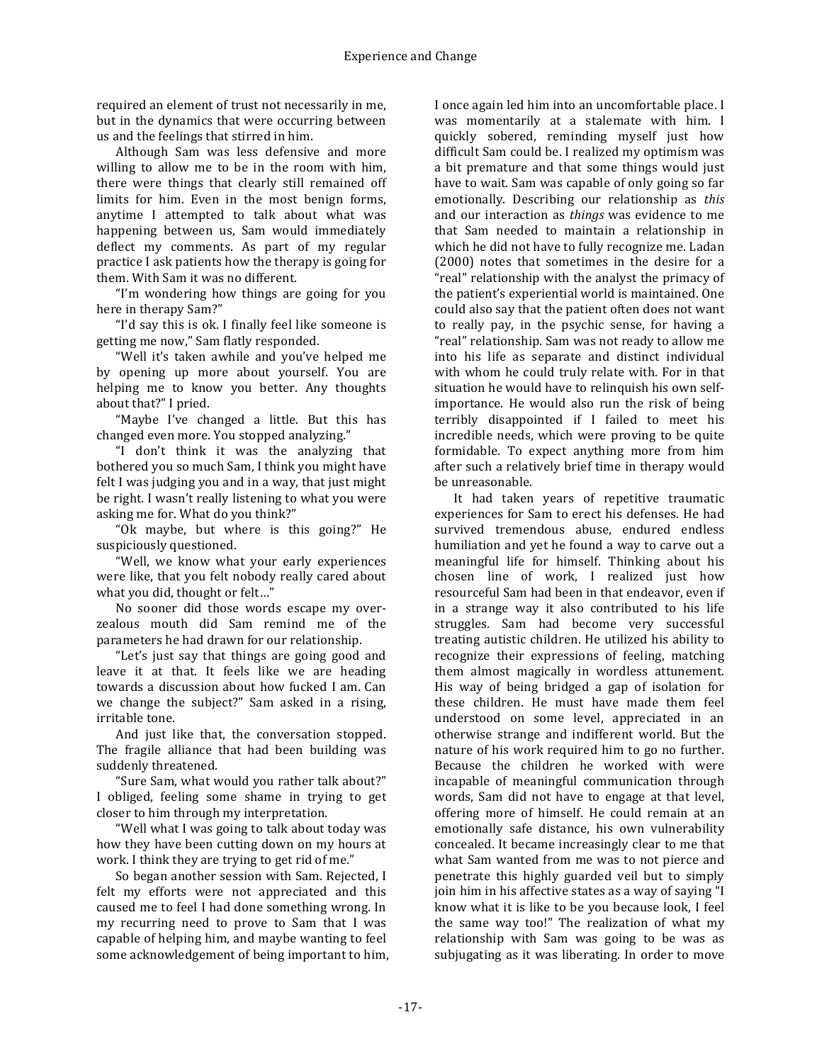required an element of trust not necessarily in me, but in the dynamics that were occurring between us and the feelings that stirred in him.

Although Sam was less defensive and more willing to allow me to be in the room with him, there were things that clearly still remained off limits for him. Even in the most benign forms, anytime I attempted to talk about what was happening between us, Sam would immediately deflect my comments. As part of my regular practice I ask patients how the therapy is going for them. With Sam it was no different.

"I'm wondering how things are going for you here in therapy Sam?"

"I'd say this is ok. I finally feel like someone is getting me now," Sam flatly responded.

"Well it's taken awhile and you've helped me by opening up more about yourself. You are helping me to know you better. Any thoughts about that?" I pried.

"Maybe I've changed a little. But this has changed even more. You stopped analyzing."

"I don't think it was the analyzing that bothered you so much Sam, I think you might have felt I was judging you and in a way, that just might be right. I wasn't really listening to what you were asking me for. What do you think?"

"Ok maybe, but where is this going?" He suspiciously questioned.

"Well, we know what your early experiences were like, that you felt nobody really cared about what you did, thought or felt…"

No sooner did those words escape my over-zealous mouth did Sam remind me of the parameters he had drawn for our relationship.

"Let's just say that things are going good and leave it at that. It feels like we are heading towards a discussion about how fucked I am. Can we change the subject?" Sam asked in a rising, irritable tone.

And just like that, the conversation stopped. The fragile alliance that had been building was suddenly threatened.

"Sure Sam, what would you rather talk about?" I obliged, feeling some shame in trying to get closer to him through my interpretation.

"Well what I was going to talk about today was how they have been cutting down on my hours at work. I think they are trying to get rid of me."

So began another session with Sam. Rejected, I felt my efforts were not appreciated and this caused me to feel I had done something wrong. In my recurring need to prove to Sam that I was capable of helping him, and maybe wanting to feel some acknowledgement of being important to him, I once again led him into an uncomfortable place. I was momentarily at a stalemate with him. I quickly sobered, reminding myself just how difficult Sam could be. I realized my optimism was a bit premature and that some things would just have to wait. Sam was capable of only going so far emotionally. Describing our relationship as *this* and our interaction as *things* was evidence to me that Sam needed to maintain a relationship in which he did not have to fully recognize me. Ladan (2000) notes that sometimes in the desire for a "real" relationship with the analyst the primacy of the patient's experiential world is maintained. One could also say that the patient often does not want to really pay, in the psychic sense, for having a "real" relationship. Sam was not ready to allow me into his life as separate and distinct individual with whom he could truly relate with. For in that situation he would have to relinquish his own self-importance. He would also run the risk of being terribly disappointed if I failed to meet his incredible needs, which were proving to be quite formidable. To expect anything more from him after such a relatively brief time in therapy would be unreasonable.

It had taken years of repetitive traumatic experiences for Sam to erect his defenses. He had survived tremendous abuse, endured endless humiliation and yet he found a way to carve out a meaningful life for himself. Thinking about his chosen line of work, I realized just how resourceful Sam had been in that endeavor, even if in a strange way it also contributed to his life struggles. Sam had become very successful treating autistic children. He utilized his ability to recognize their expressions of feeling, matching them almost magically in wordless attunement. His way of being bridged a gap of isolation for these children. He must have made them feel understood on some level, appreciated in an otherwise strange and indifferent world. But the nature of his work required him to go no further. Because the children he worked with were incapable of meaningful communication through words, Sam did not have to engage at that level, offering more of himself. He could remain at an emotionally safe distance, his own vulnerability concealed. It became increasingly clear to me that what Sam wanted from me was to not pierce and penetrate this highly guarded veil but to simply join him in his affective states as a way of saying "I know what it is like to be you because look, I feel the same way too!" The realization of what my relationship with Sam was going to be was as subjugating as it was liberating. In order to move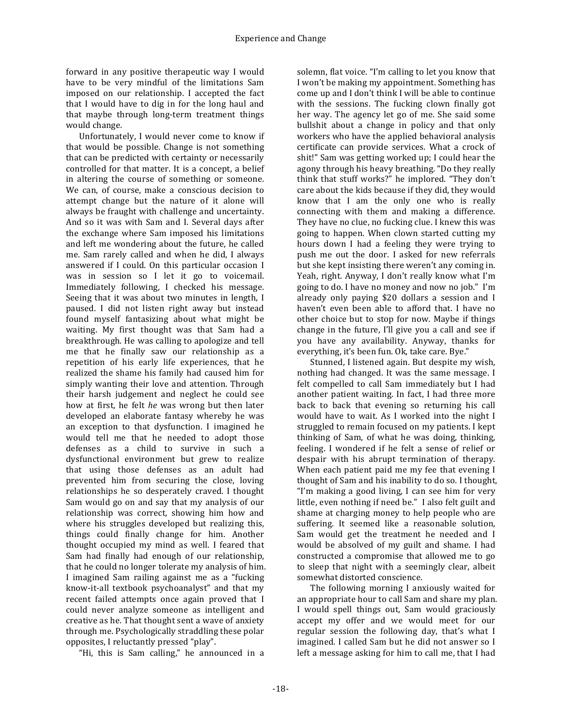forward in any positive therapeutic way I would have to be very mindful of the limitations Sam imposed on our relationship. I accepted the fact that I would have to dig in for the long haul and that maybe through long-term treatment things would change.

Unfortunately, I would never come to know if that would be possible. Change is not something that can be predicted with certainty or necessarily controlled for that matter. It is a concept, a belief in altering the course of something or someone. We can, of course, make a conscious decision to attempt change but the nature of it alone will always be fraught with challenge and uncertainty. And so it was with Sam and I. Several days after the exchange where Sam imposed his limitations and left me wondering about the future, he called me. Sam rarely called and when he did, I always answered if I could. On this particular occasion I was in session so I let it go to voicemail. Immediately following, I checked his message. Seeing that it was about two minutes in length, I paused. I did not listen right away but instead found myself fantasizing about what might be waiting. My first thought was that Sam had a breakthrough. He was calling to apologize and tell me that he finally saw our relationship as a repetition of his early life experiences, that he realized the shame his family had caused him for simply wanting their love and attention. Through their harsh judgement and neglect he could see how at first, he felt *he* was wrong but then later developed an elaborate fantasy whereby he was an exception to that dysfunction. I imagined he would tell me that he needed to adopt those defenses as a child to survive in such a dysfunctional environment but grew to realize that using those defenses as an adult had prevented him from securing the close, loving relationships he so desperately craved. I thought Sam would go on and say that my analysis of our relationship was correct, showing him how and where his struggles developed but realizing this, things could finally change for him. Another thought occupied my mind as well. I feared that Sam had finally had enough of our relationship, that he could no longer tolerate my analysis of him. I imagined Sam railing against me as a "fucking know-it-all textbook psychoanalyst" and that my recent failed attempts once again proved that I could never analyze someone as intelligent and creative as he. That thought sent a wave of anxiety through me. Psychologically straddling these polar opposites, I reluctantly pressed "play".

"Hi, this is Sam calling," he announced in a solemn, flat voice. "I'm calling to let you know that I won't be making my appointment. Something has come up and I don't think I will be able to continue with the sessions. The fucking clown finally got her way. The agency let go of me. She said some bullshit about a change in policy and that only workers who have the applied behavioral analysis certificate can provide services. What a crock of shit!" Sam was getting worked up; I could hear the agony through his heavy breathing. "Do they really think that stuff works?" he implored. "They don't care about the kids because if they did, they would know that I am the only one who is really connecting with them and making a difference. They have no clue, no fucking clue. I knew this was going to happen. When clown started cutting my hours down I had a feeling they were trying to push me out the door. I asked for new referrals but she kept insisting there weren't any coming in. Yeah, right. Anyway, I don't really know what I'm going to do. I have no money and now no job." I'm already only paying $20 dollars a session and I haven't even been able to afford that. I have no other choice but to stop for now. Maybe if things change in the future, I'll give you a call and see if you have any availability. Anyway, thanks for everything, it's been fun. Ok, take care. Bye."

Stunned, I listened again. But despite my wish, nothing had changed. It was the same message. I felt compelled to call Sam immediately but I had another patient waiting. In fact, I had three more back to back that evening so returning his call would have to wait. As I worked into the night I struggled to remain focused on my patients. I kept thinking of Sam, of what he was doing, thinking, feeling. I wondered if he felt a sense of relief or despair with his abrupt termination of therapy. When each patient paid me my fee that evening I thought of Sam and his inability to do so. I thought, "I'm making a good living, I can see him for very little, even nothing if need be." I also felt guilt and shame at charging money to help people who are suffering. It seemed like a reasonable solution, Sam would get the treatment he needed and I would be absolved of my guilt and shame. I had constructed a compromise that allowed me to go to sleep that night with a seemingly clear, albeit somewhat distorted conscience.

The following morning I anxiously waited for an appropriate hour to call Sam and share my plan. I would spell things out, Sam would graciously accept my offer and we would meet for our regular session the following day, that's what I imagined. I called Sam but he did not answer so I left a message asking for him to call me, that I had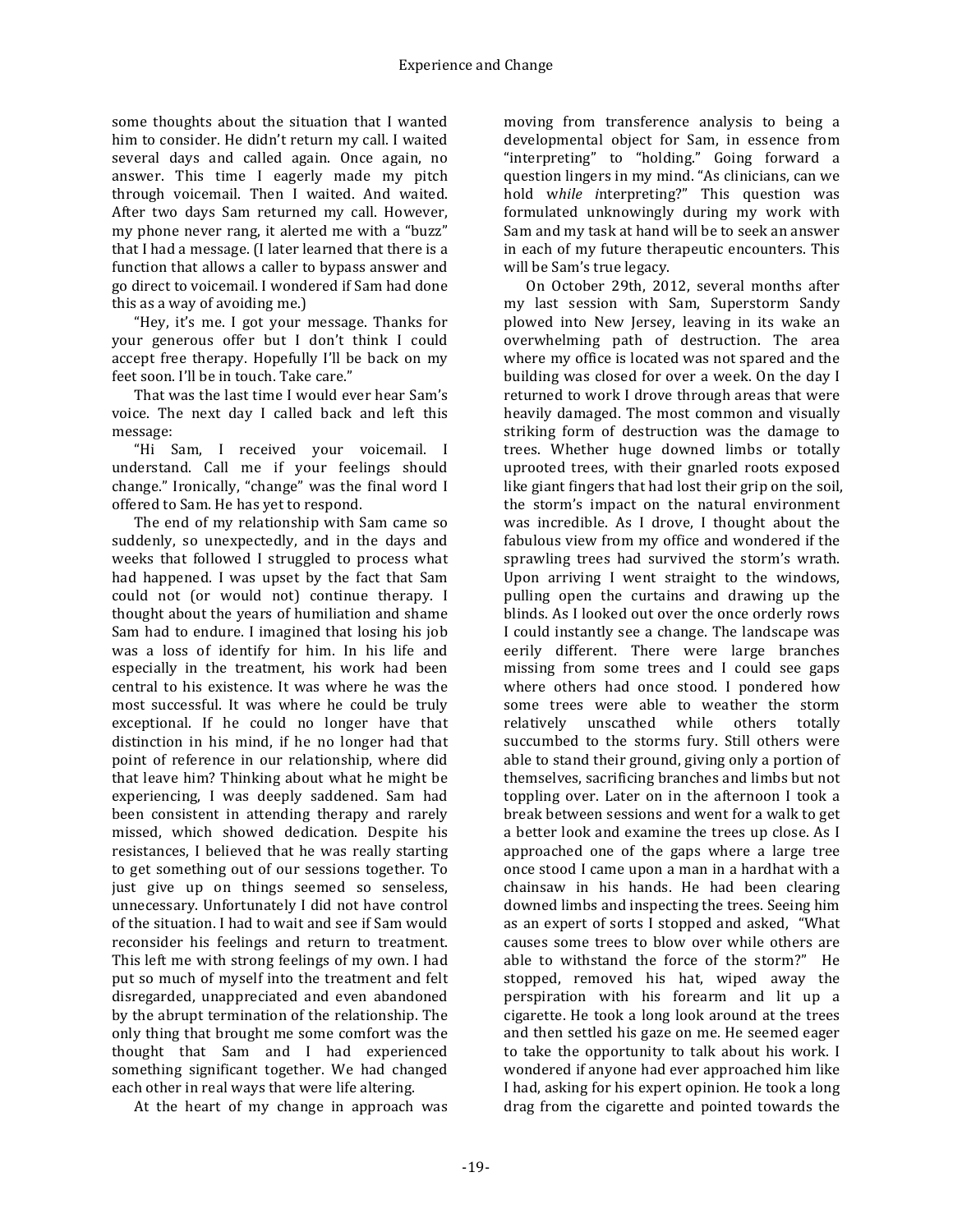some thoughts about the situation that I wanted him to consider. He didn't return my call. I waited several days and called again. Once again, no answer. This time I eagerly made my pitch through voicemail. Then I waited. And waited. After two days Sam returned my call. However, my phone never rang, it alerted me with a "buzz" that I had a message. (I later learned that there is a function that allows a caller to bypass answer and go direct to voicemail. I wondered if Sam had done this as a way of avoiding me.)

"Hey, it's me. I got your message. Thanks for your generous offer but I don't think I could accept free therapy. Hopefully I'll be back on my feet soon. I'll be in touch. Take care."

That was the last time I would ever hear Sam's voice. The next day I called back and left this message:

"Hi Sam, I received your voicemail. I understand. Call me if your feelings should change." Ironically, "change" was the final word I offered to Sam. He has yet to respond.

The end of my relationship with Sam came so suddenly, so unexpectedly, and in the days and weeks that followed I struggled to process what had happened. I was upset by the fact that Sam could not (or would not) continue therapy. I thought about the years of humiliation and shame Sam had to endure. I imagined that losing his job was a loss of identify for him. In his life and especially in the treatment, his work had been central to his existence. It was where he was the most successful. It was where he could be truly exceptional. If he could no longer have that distinction in his mind, if he no longer had that point of reference in our relationship, where did that leave him? Thinking about what he might be experiencing, I was deeply saddened. Sam had been consistent in attending therapy and rarely missed, which showed dedication. Despite his resistances, I believed that he was really starting to get something out of our sessions together. To just give up on things seemed so senseless, unnecessary. Unfortunately I did not have control of the situation. I had to wait and see if Sam would reconsider his feelings and return to treatment. This left me with strong feelings of my own. I had put so much of myself into the treatment and felt disregarded, unappreciated and even abandoned by the abrupt termination of the relationship. The only thing that brought me some comfort was the thought that Sam and I had experienced something significant together. We had changed each other in real ways that were life altering.

At the heart of my change in approach was moving from transference analysis to being a developmental object for Sam, in essence from "interpreting" to "holding." Going forward a question lingers in my mind. "As clinicians, can we hold w*hile i*nterpreting?" This question was formulated unknowingly during my work with Sam and my task at hand will be to seek an answer in each of my future therapeutic encounters. This will be Sam's true legacy.

On October 29th, 2012, several months after my last session with Sam, Superstorm Sandy plowed into New Jersey, leaving in its wake an overwhelming path of destruction. The area where my office is located was not spared and the building was closed for over a week. On the day I returned to work I drove through areas that were heavily damaged. The most common and visually striking form of destruction was the damage to trees. Whether huge downed limbs or totally uprooted trees, with their gnarled roots exposed like giant fingers that had lost their grip on the soil, the storm's impact on the natural environment was incredible. As I drove, I thought about the fabulous view from my office and wondered if the sprawling trees had survived the storm's wrath. Upon arriving I went straight to the windows, pulling open the curtains and drawing up the blinds. As I looked out over the once orderly rows I could instantly see a change. The landscape was eerily different. There were large branches missing from some trees and I could see gaps where others had once stood. I pondered how some trees were able to weather the storm relatively unscathed while others totally succumbed to the storms fury. Still others were able to stand their ground, giving only a portion of themselves, sacrificing branches and limbs but not toppling over. Later on in the afternoon I took a break between sessions and went for a walk to get a better look and examine the trees up close. As I approached one of the gaps where a large tree once stood I came upon a man in a hardhat with a chainsaw in his hands. He had been clearing downed limbs and inspecting the trees. Seeing him as an expert of sorts I stopped and asked, "What causes some trees to blow over while others are able to withstand the force of the storm?" He stopped, removed his hat, wiped away the perspiration with his forearm and lit up a cigarette. He took a long look around at the trees and then settled his gaze on me. He seemed eager to take the opportunity to talk about his work. I wondered if anyone had ever approached him like I had, asking for his expert opinion. He took a long drag from the cigarette and pointed towards the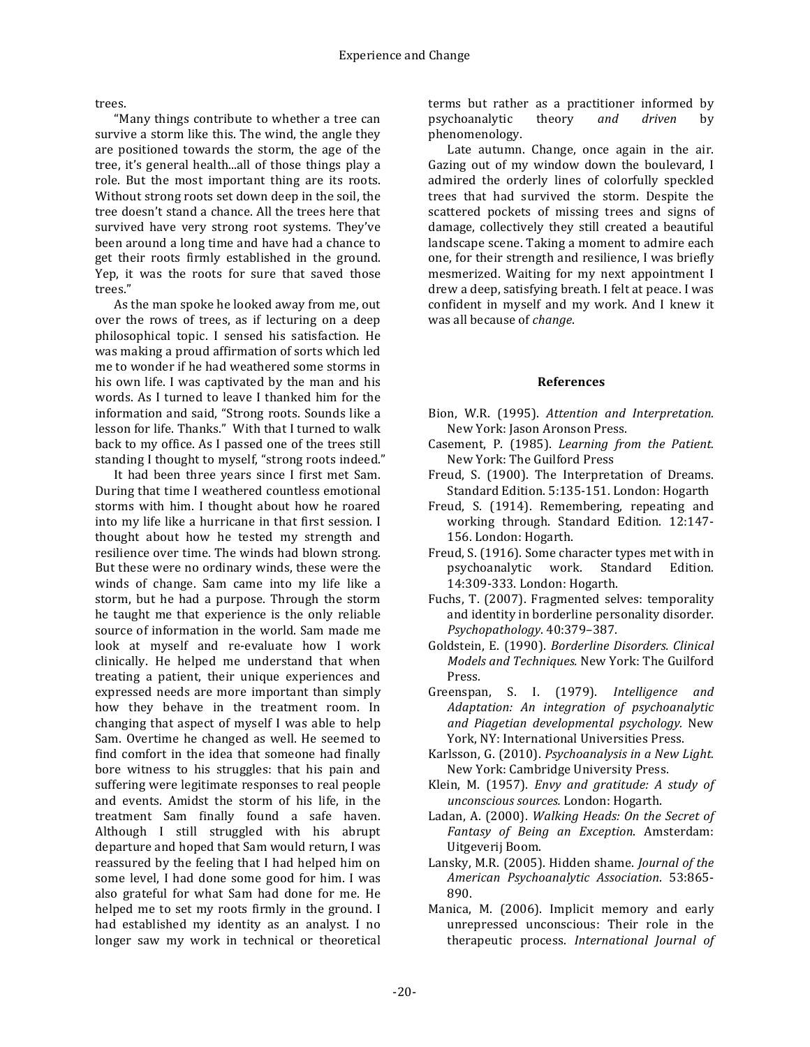trees.

"Many things contribute to whether a tree can survive a storm like this. The wind, the angle they are positioned towards the storm, the age of the tree, it's general health...all of those things play a role. But the most important thing are its roots. Without strong roots set down deep in the soil, the tree doesn't stand a chance. All the trees here that survived have very strong root systems. They've been around a long time and have had a chance to get their roots firmly established in the ground. Yep, it was the roots for sure that saved those trees."

As the man spoke he looked away from me, out over the rows of trees, as if lecturing on a deep philosophical topic. I sensed his satisfaction. He was making a proud affirmation of sorts which led me to wonder if he had weathered some storms in his own life. I was captivated by the man and his words. As I turned to leave I thanked him for the information and said, "Strong roots. Sounds like a lesson for life. Thanks." With that I turned to walk back to my office. As I passed one of the trees still standing I thought to myself, "strong roots indeed."

It had been three years since I first met Sam. During that time I weathered countless emotional storms with him. I thought about how he roared into my life like a hurricane in that first session. I thought about how he tested my strength and resilience over time. The winds had blown strong. But these were no ordinary winds, these were the winds of change. Sam came into my life like a storm, but he had a purpose. Through the storm he taught me that experience is the only reliable source of information in the world. Sam made me look at myself and re-evaluate how I work clinically. He helped me understand that when treating a patient, their unique experiences and expressed needs are more important than simply how they behave in the treatment room. In changing that aspect of myself I was able to help Sam. Overtime he changed as well. He seemed to find comfort in the idea that someone had finally bore witness to his struggles: that his pain and suffering were legitimate responses to real people and events. Amidst the storm of his life, in the treatment Sam finally found a safe haven. Although I still struggled with his abrupt departure and hoped that Sam would return, I was reassured by the feeling that I had helped him on some level, I had done some good for him. I was also grateful for what Sam had done for me. He helped me to set my roots firmly in the ground. I had established my identity as an analyst. I no longer saw my work in technical or theoretical terms but rather as a practitioner informed by psychoanalytic theory *and driven* by phenomenology.

Late autumn. Change, once again in the air. Gazing out of my window down the boulevard, I admired the orderly lines of colorfully speckled trees that had survived the storm. Despite the scattered pockets of missing trees and signs of damage, collectively they still created a beautiful landscape scene. Taking a moment to admire each one, for their strength and resilience, I was briefly mesmerized. Waiting for my next appointment I drew a deep, satisfying breath. I felt at peace. I was confident in myself and my work. And I knew it was all because of *change*.

## References

Bion, W.R. (1995). *Attention and Interpretation.* New York: Jason Aronson Press.

Casement, P. (1985). *Learning from the Patient.* New York: The Guilford Press

Freud, S. (1900). The Interpretation of Dreams. Standard Edition. 5:135-151. London: Hogarth

Freud, S. (1914). Remembering, repeating and working through. Standard Edition. 12:147-156. London: Hogarth.

Freud, S. (1916). Some character types met with in psychoanalytic work. Standard Edition. 14:309-333. London: Hogarth.

Fuchs, T. (2007). Fragmented selves: temporality and identity in borderline personality disorder. *Psychopathology*. 40:379–387.

Goldstein, E. (1990). *Borderline Disorders. Clinical Models and Techniques.* New York: The Guilford Press.

Greenspan, S. I. (1979). *Intelligence and Adaptation: An integration of psychoanalytic and Piagetian developmental psychology.* New York, NY: International Universities Press.

Karlsson, G. (2010). *Psychoanalysis in a New Light.* New York: Cambridge University Press.

Klein, M. (1957). *Envy and gratitude: A study of unconscious sources.* London: Hogarth.

Ladan, A. (2000). *Walking Heads: On the Secret of Fantasy of Being an Exception*. Amsterdam: Uitgeverij Boom.

Lansky, M.R. (2005). Hidden shame. *Journal of the American Psychoanalytic Association*. 53:865-890.

Manica, M. (2006). Implicit memory and early unrepressed unconscious: Their role in the therapeutic process. *International Journal of*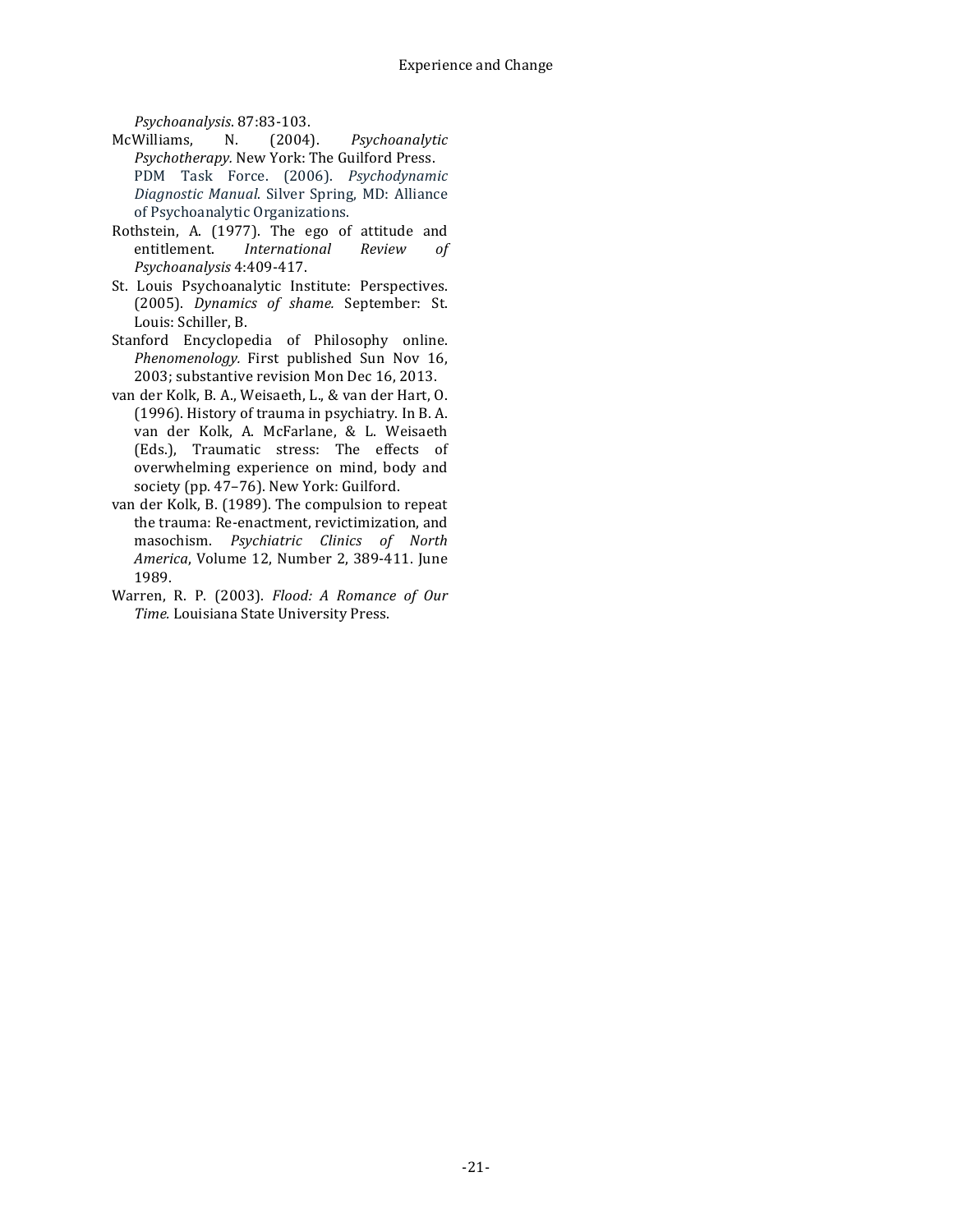*Psychoanalysis*. 87:83-103.

McWilliams, N. (2004). *Psychoanalytic Psychotherapy*. New York: The Guilford Press.

PDM Task Force. (2006). *Psychodynamic Diagnostic Manual*. Silver Spring, MD: Alliance of Psychoanalytic Organizations.

Rothstein, A. (1977). The ego of attitude and entitlement. *International Review of Psychoanalysis* 4:409-417.

St. Louis Psychoanalytic Institute: Perspectives. (2005). *Dynamics of shame.* September: St. Louis: Schiller, B.

Stanford Encyclopedia of Philosophy online. *Phenomenology.* First published Sun Nov 16, 2003; substantive revision Mon Dec 16, 2013.

van der Kolk, B. A., Weisaeth, L., & van der Hart, O. (1996). History of trauma in psychiatry. In B. A. van der Kolk, A. McFarlane, & L. Weisaeth (Eds.), Traumatic stress: The effects of overwhelming experience on mind, body and society (pp. 47–76). New York: Guilford.

van der Kolk, B. (1989). The compulsion to repeat the trauma: Re-enactment, revictimization, and masochism. *Psychiatric Clinics of North America*, Volume 12, Number 2, 389-411. June 1989.

Warren, R. P. (2003). *Flood: A Romance of Our Time.* Louisiana State University Press.